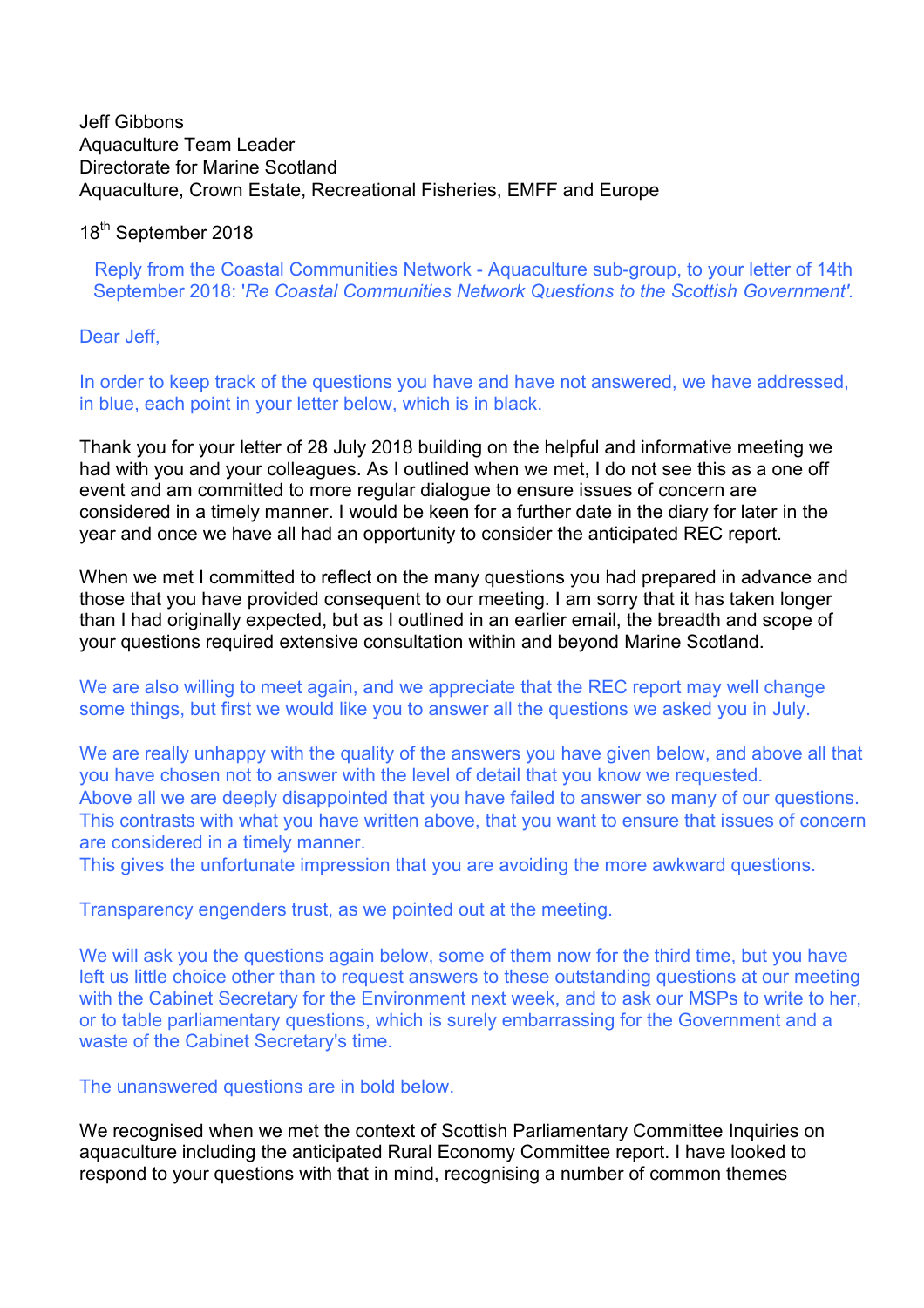Jeff Gibbons
Aquaculture Team Leader
Directorate for Marine Scotland
Aquaculture, Crown Estate, Recreational Fisheries, EMFF and Europe

18th September 2018

Reply from the Coastal Communities Network - Aquaculture sub-group, to your letter of 14th September 2018: '*Re Coastal Communities Network Questions to the Scottish Government'.*

Dear Jeff,

In order to keep track of the questions you have and have not answered, we have addressed, in blue, each point in your letter below, which is in black.

Thank you for your letter of 28 July 2018 building on the helpful and informative meeting we had with you and your colleagues. As I outlined when we met, I do not see this as a one off event and am committed to more regular dialogue to ensure issues of concern are considered in a timely manner. I would be keen for a further date in the diary for later in the year and once we have all had an opportunity to consider the anticipated REC report.

When we met I committed to reflect on the many questions you had prepared in advance and those that you have provided consequent to our meeting. I am sorry that it has taken longer than I had originally expected, but as I outlined in an earlier email, the breadth and scope of your questions required extensive consultation within and beyond Marine Scotland.

We are also willing to meet again, and we appreciate that the REC report may well change some things, but first we would like you to answer all the questions we asked you in July.

We are really unhappy with the quality of the answers you have given below, and above all that you have chosen not to answer with the level of detail that you know we requested.
Above all we are deeply disappointed that you have failed to answer so many of our questions. This contrasts with what you have written above, that you want to ensure that issues of concern are considered in a timely manner.
This gives the unfortunate impression that you are avoiding the more awkward questions.

Transparency engenders trust, as we pointed out at the meeting.

We will ask you the questions again below, some of them now for the third time, but you have left us little choice other than to request answers to these outstanding questions at our meeting with the Cabinet Secretary for the Environment next week, and to ask our MSPs to write to her, or to table parliamentary questions, which is surely embarrassing for the Government and a waste of the Cabinet Secretary's time.

The unanswered questions are in bold below.

We recognised when we met the context of Scottish Parliamentary Committee Inquiries on aquaculture including the anticipated Rural Economy Committee report. I have looked to respond to your questions with that in mind, recognising a number of common themes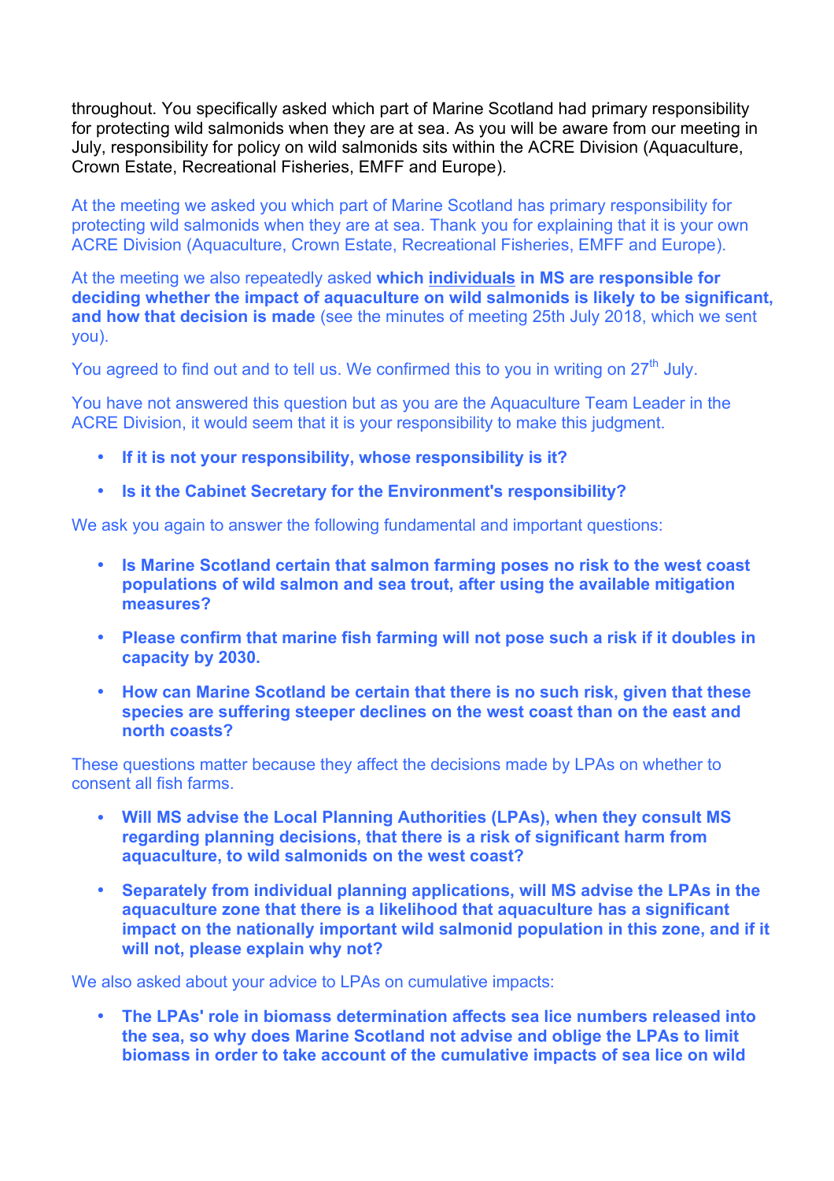throughout. You specifically asked which part of Marine Scotland had primary responsibility for protecting wild salmonids when they are at sea. As you will be aware from our meeting in July, responsibility for policy on wild salmonids sits within the ACRE Division (Aquaculture, Crown Estate, Recreational Fisheries, EMFF and Europe).

At the meeting we asked you which part of Marine Scotland has primary responsibility for protecting wild salmonids when they are at sea. Thank you for explaining that it is your own ACRE Division (Aquaculture, Crown Estate, Recreational Fisheries, EMFF and Europe).

At the meeting we also repeatedly asked **which <u>individuals</u> in MS are responsible for deciding whether the impact of aquaculture on wild salmonids is likely to be significant, and how that decision is made** (see the minutes of meeting 25th July 2018, which we sent you).

You agreed to find out and to tell us. We confirmed this to you in writing on 27th July.

You have not answered this question but as you are the Aquaculture Team Leader in the ACRE Division, it would seem that it is your responsibility to make this judgment.

- **If it is not your responsibility, whose responsibility is it?**
- **Is it the Cabinet Secretary for the Environment's responsibility?**

We ask you again to answer the following fundamental and important questions:

- **Is Marine Scotland certain that salmon farming poses no risk to the west coast populations of wild salmon and sea trout, after using the available mitigation measures?**
- **Please confirm that marine fish farming will not pose such a risk if it doubles in capacity by 2030.**
- **How can Marine Scotland be certain that there is no such risk, given that these species are suffering steeper declines on the west coast than on the east and north coasts?**

These questions matter because they affect the decisions made by LPAs on whether to consent all fish farms.

- **Will MS advise the Local Planning Authorities (LPAs), when they consult MS regarding planning decisions, that there is a risk of significant harm from aquaculture, to wild salmonids on the west coast?**
- **Separately from individual planning applications, will MS advise the LPAs in the aquaculture zone that there is a likelihood that aquaculture has a significant impact on the nationally important wild salmonid population in this zone, and if it will not, please explain why not?**

We also asked about your advice to LPAs on cumulative impacts:

- **The LPAs' role in biomass determination affects sea lice numbers released into the sea, so why does Marine Scotland not advise and oblige the LPAs to limit biomass in order to take account of the cumulative impacts of sea lice on wild**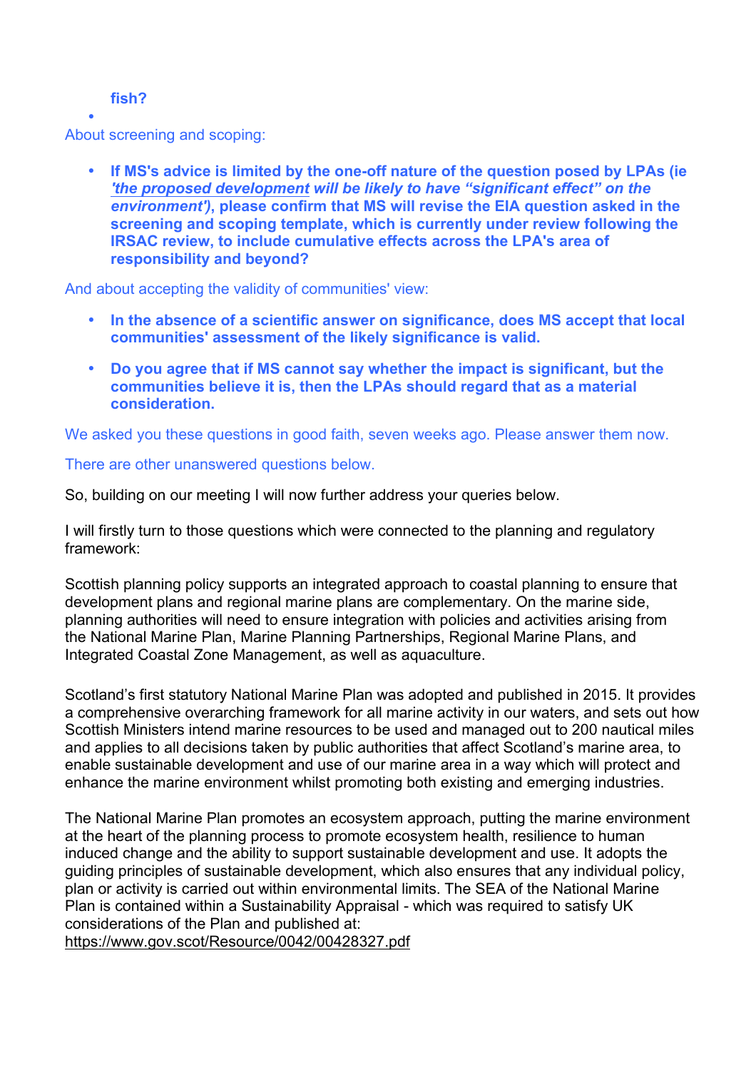**fish?**

- 

About screening and scoping:

- **If MS's advice is limited by the one-off nature of the question posed by LPAs (ie *'the proposed development* will be likely to have "significant effect" on the environment'), please confirm that MS will revise the EIA question asked in the screening and scoping template, which is currently under review following the IRSAC review, to include cumulative effects across the LPA's area of responsibility and beyond?**

And about accepting the validity of communities' view:

- **In the absence of a scientific answer on significance, does MS accept that local communities' assessment of the likely significance is valid.**
- **Do you agree that if MS cannot say whether the impact is significant, but the communities believe it is, then the LPAs should regard that as a material consideration.**

We asked you these questions in good faith, seven weeks ago. Please answer them now.

There are other unanswered questions below.

So, building on our meeting I will now further address your queries below.

I will firstly turn to those questions which were connected to the planning and regulatory framework:

Scottish planning policy supports an integrated approach to coastal planning to ensure that development plans and regional marine plans are complementary. On the marine side, planning authorities will need to ensure integration with policies and activities arising from the National Marine Plan, Marine Planning Partnerships, Regional Marine Plans, and Integrated Coastal Zone Management, as well as aquaculture.

Scotland's first statutory National Marine Plan was adopted and published in 2015. It provides a comprehensive overarching framework for all marine activity in our waters, and sets out how Scottish Ministers intend marine resources to be used and managed out to 200 nautical miles and applies to all decisions taken by public authorities that affect Scotland's marine area, to enable sustainable development and use of our marine area in a way which will protect and enhance the marine environment whilst promoting both existing and emerging industries.

The National Marine Plan promotes an ecosystem approach, putting the marine environment at the heart of the planning process to promote ecosystem health, resilience to human induced change and the ability to support sustainable development and use. It adopts the guiding principles of sustainable development, which also ensures that any individual policy, plan or activity is carried out within environmental limits. The SEA of the National Marine Plan is contained within a Sustainability Appraisal - which was required to satisfy UK considerations of the Plan and published at:
https://www.gov.scot/Resource/0042/00428327.pdf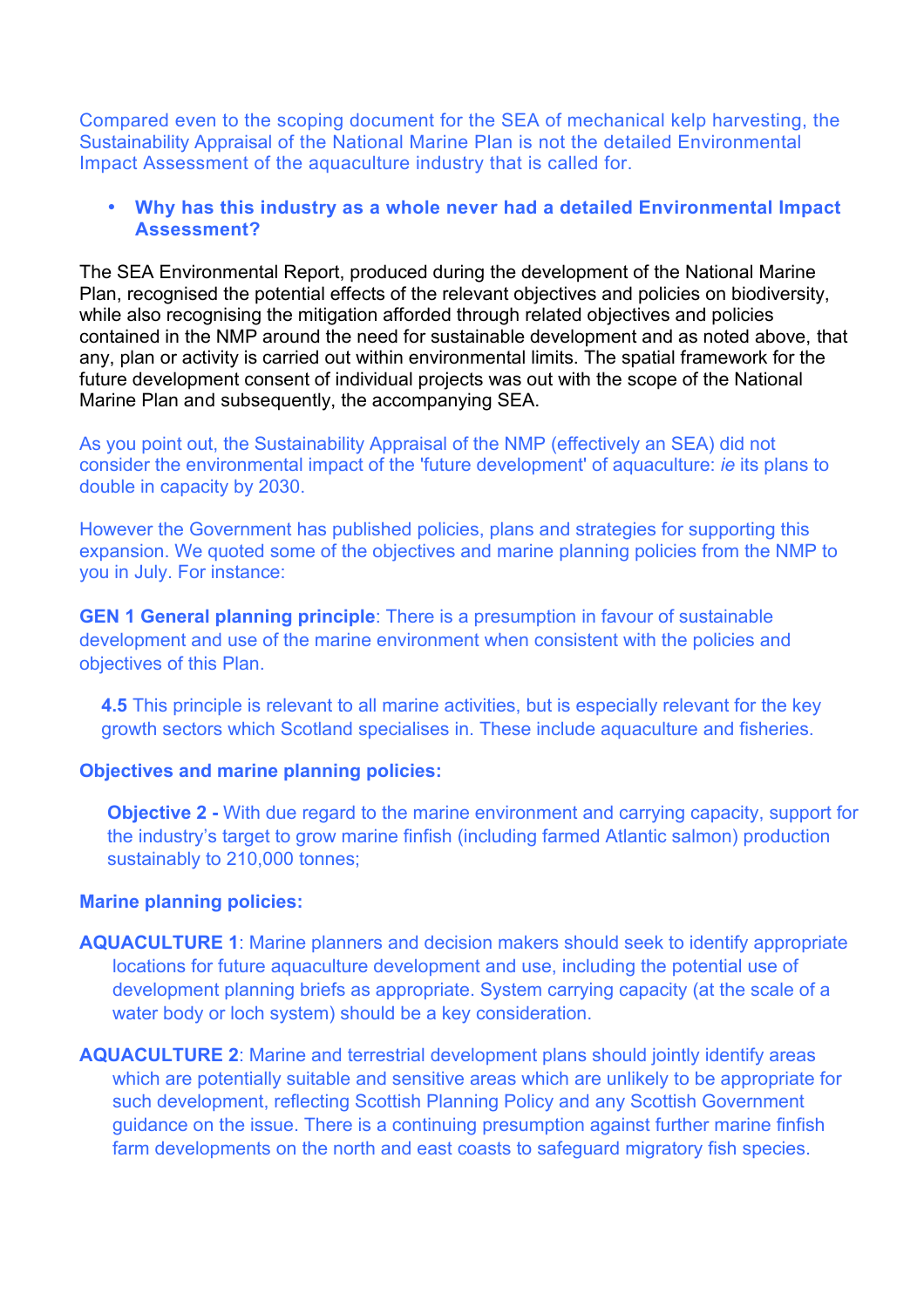Compared even to the scoping document for the SEA of mechanical kelp harvesting, the Sustainability Appraisal of the National Marine Plan is not the detailed Environmental Impact Assessment of the aquaculture industry that is called for.

- **Why has this industry as a whole never had a detailed Environmental Impact Assessment?**

The SEA Environmental Report, produced during the development of the National Marine Plan, recognised the potential effects of the relevant objectives and policies on biodiversity, while also recognising the mitigation afforded through related objectives and policies contained in the NMP around the need for sustainable development and as noted above, that any, plan or activity is carried out within environmental limits. The spatial framework for the future development consent of individual projects was out with the scope of the National Marine Plan and subsequently, the accompanying SEA.

As you point out, the Sustainability Appraisal of the NMP (effectively an SEA) did not consider the environmental impact of the 'future development' of aquaculture: *ie* its plans to double in capacity by 2030.

However the Government has published policies, plans and strategies for supporting this expansion. We quoted some of the objectives and marine planning policies from the NMP to you in July. For instance:

**GEN 1 General planning principle**: There is a presumption in favour of sustainable development and use of the marine environment when consistent with the policies and objectives of this Plan.

> **4.5** This principle is relevant to all marine activities, but is especially relevant for the key growth sectors which Scotland specialises in. These include aquaculture and fisheries.

**Objectives and marine planning policies:**

> **Objective 2 -** With due regard to the marine environment and carrying capacity, support for the industry's target to grow marine finfish (including farmed Atlantic salmon) production sustainably to 210,000 tonnes;

**Marine planning policies:**

**AQUACULTURE 1**: Marine planners and decision makers should seek to identify appropriate locations for future aquaculture development and use, including the potential use of development planning briefs as appropriate. System carrying capacity (at the scale of a water body or loch system) should be a key consideration.

**AQUACULTURE 2**: Marine and terrestrial development plans should jointly identify areas which are potentially suitable and sensitive areas which are unlikely to be appropriate for such development, reflecting Scottish Planning Policy and any Scottish Government guidance on the issue. There is a continuing presumption against further marine finfish farm developments on the north and east coasts to safeguard migratory fish species.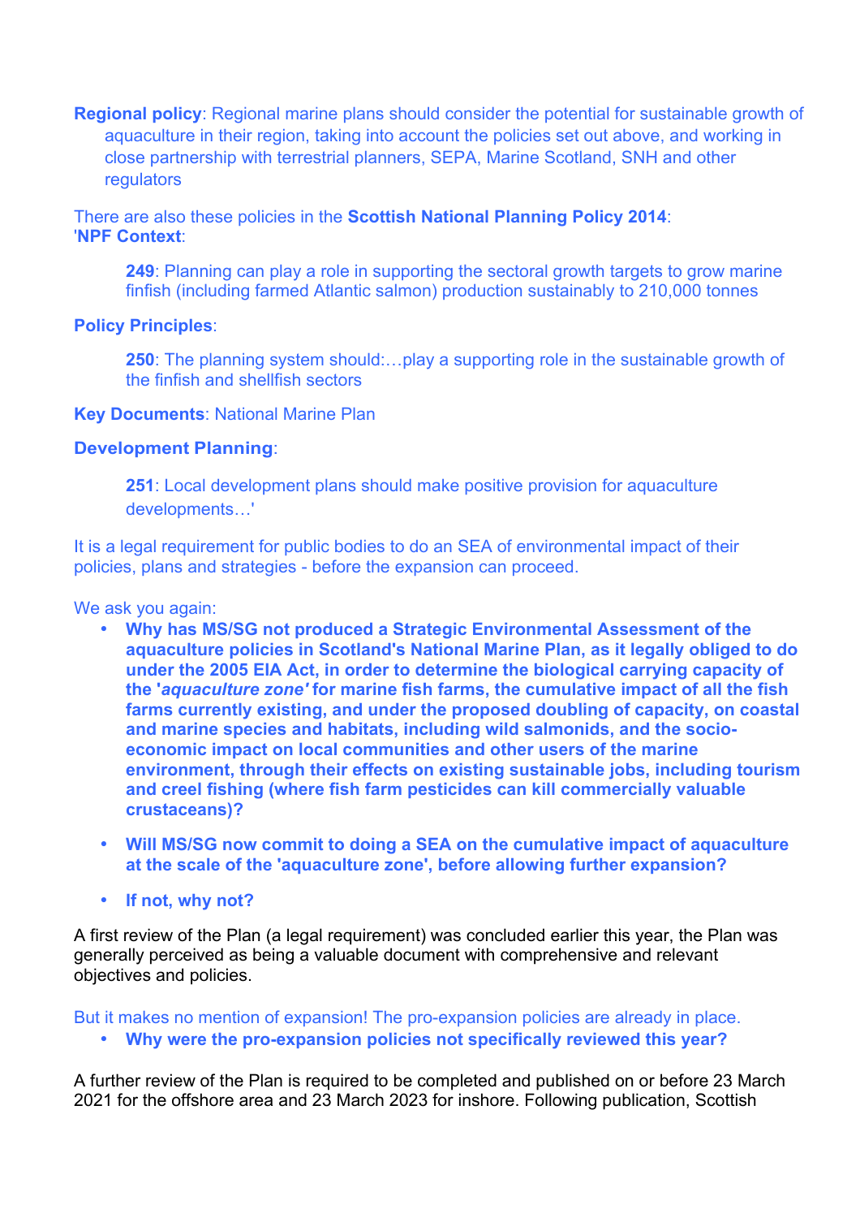**Regional policy**: Regional marine plans should consider the potential for sustainable growth of aquaculture in their region, taking into account the policies set out above, and working in close partnership with terrestrial planners, SEPA, Marine Scotland, SNH and other regulators

There are also these policies in the **Scottish National Planning Policy 2014**:
'**NPF Context**:

> **249**: Planning can play a role in supporting the sectoral growth targets to grow marine finfish (including farmed Atlantic salmon) production sustainably to 210,000 tonnes

**Policy Principles**:

> **250**: The planning system should:…play a supporting role in the sustainable growth of the finfish and shellfish sectors

**Key Documents**: National Marine Plan

**Development Planning**:

> **251**: Local development plans should make positive provision for aquaculture developments…'

It is a legal requirement for public bodies to do an SEA of environmental impact of their policies, plans and strategies - before the expansion can proceed.

We ask you again:

- **Why has MS/SG not produced a Strategic Environmental Assessment of the aquaculture policies in Scotland's National Marine Plan, as it legally obliged to do under the 2005 EIA Act, in order to determine the biological carrying capacity of the '*aquaculture zone'* for marine fish farms, the cumulative impact of all the fish farms currently existing, and under the proposed doubling of capacity, on coastal and marine species and habitats, including wild salmonids, and the socio-economic impact on local communities and other users of the marine environment, through their effects on existing sustainable jobs, including tourism and creel fishing (where fish farm pesticides can kill commercially valuable crustaceans)?**
- **Will MS/SG now commit to doing a SEA on the cumulative impact of aquaculture at the scale of the 'aquaculture zone', before allowing further expansion?**
- **If not, why not?**

A first review of the Plan (a legal requirement) was concluded earlier this year, the Plan was generally perceived as being a valuable document with comprehensive and relevant objectives and policies.

But it makes no mention of expansion! The pro-expansion policies are already in place.

- **Why were the pro-expansion policies not specifically reviewed this year?**

A further review of the Plan is required to be completed and published on or before 23 March 2021 for the offshore area and 23 March 2023 for inshore. Following publication, Scottish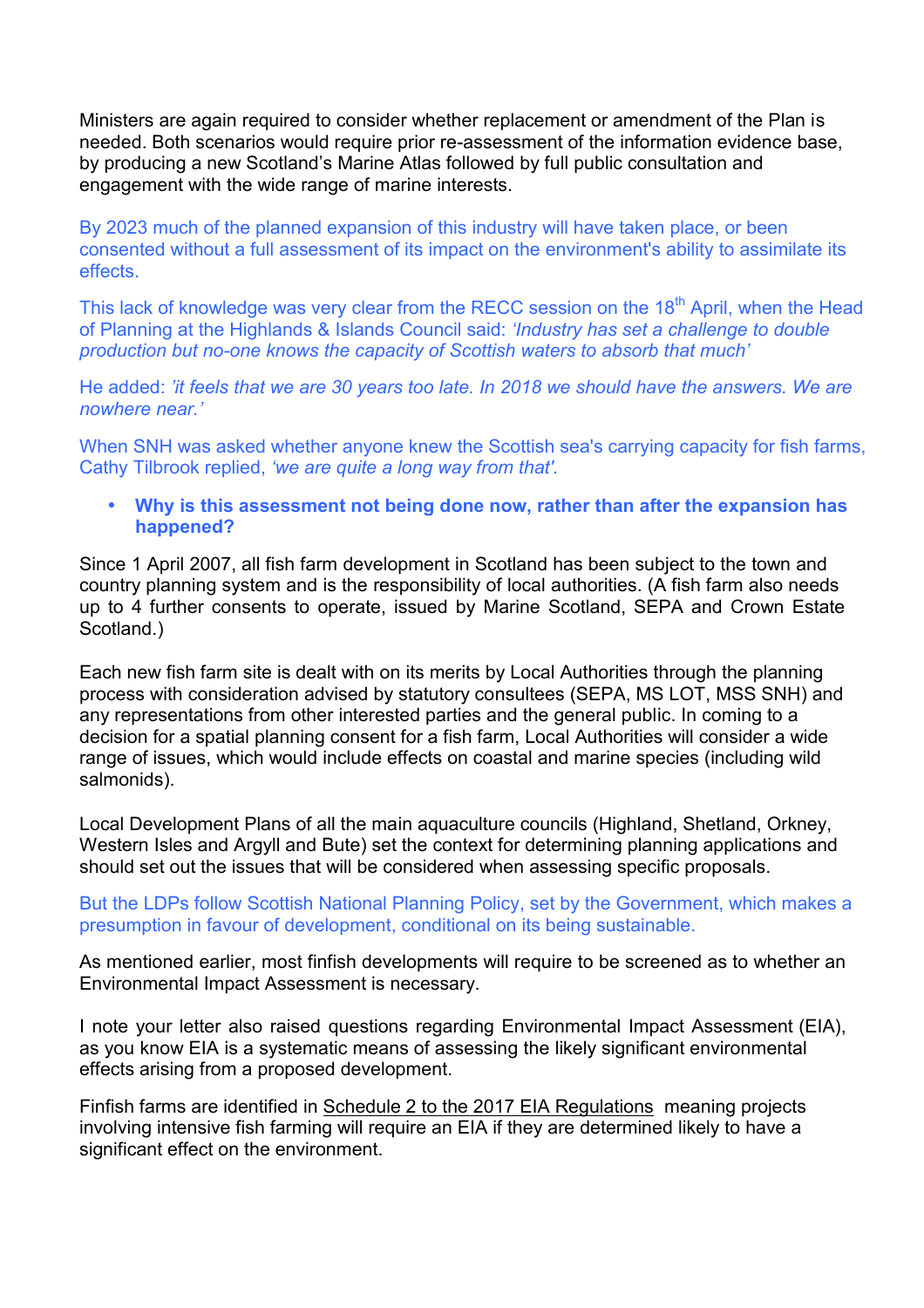Ministers are again required to consider whether replacement or amendment of the Plan is needed. Both scenarios would require prior re-assessment of the information evidence base, by producing a new Scotland's Marine Atlas followed by full public consultation and engagement with the wide range of marine interests.

By 2023 much of the planned expansion of this industry will have taken place, or been consented without a full assessment of its impact on the environment's ability to assimilate its effects.

This lack of knowledge was very clear from the RECC session on the 18th April, when the Head of Planning at the Highlands & Islands Council said: *'Industry has set a challenge to double production but no-one knows the capacity of Scottish waters to absorb that much'*

He added: *'it feels that we are 30 years too late. In 2018 we should have the answers. We are nowhere near.'*

When SNH was asked whether anyone knew the Scottish sea's carrying capacity for fish farms, Cathy Tilbrook replied, *'we are quite a long way from that'.*

- **Why is this assessment not being done now, rather than after the expansion has happened?**

Since 1 April 2007, all fish farm development in Scotland has been subject to the town and country planning system and is the responsibility of local authorities. (A fish farm also needs up to 4 further consents to operate, issued by Marine Scotland, SEPA and Crown Estate Scotland.)

Each new fish farm site is dealt with on its merits by Local Authorities through the planning process with consideration advised by statutory consultees (SEPA, MS LOT, MSS SNH) and any representations from other interested parties and the general public. In coming to a decision for a spatial planning consent for a fish farm, Local Authorities will consider a wide range of issues, which would include effects on coastal and marine species (including wild salmonids).

Local Development Plans of all the main aquaculture councils (Highland, Shetland, Orkney, Western Isles and Argyll and Bute) set the context for determining planning applications and should set out the issues that will be considered when assessing specific proposals.

But the LDPs follow Scottish National Planning Policy, set by the Government, which makes a presumption in favour of development, conditional on its being sustainable.

As mentioned earlier, most finfish developments will require to be screened as to whether an Environmental Impact Assessment is necessary.

I note your letter also raised questions regarding Environmental Impact Assessment (EIA), as you know EIA is a systematic means of assessing the likely significant environmental effects arising from a proposed development.

Finfish farms are identified in Schedule 2 to the 2017 EIA Regulations meaning projects involving intensive fish farming will require an EIA if they are determined likely to have a significant effect on the environment.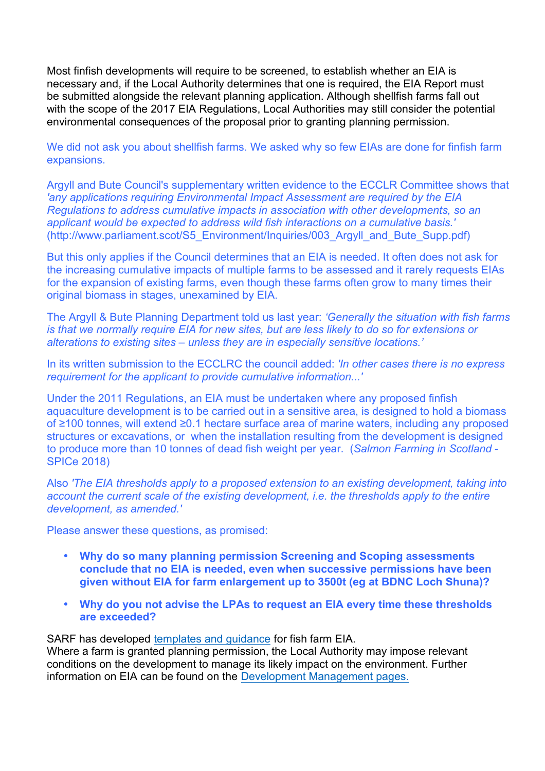Most finfish developments will require to be screened, to establish whether an EIA is necessary and, if the Local Authority determines that one is required, the EIA Report must be submitted alongside the relevant planning application. Although shellfish farms fall out with the scope of the 2017 EIA Regulations, Local Authorities may still consider the potential environmental consequences of the proposal prior to granting planning permission.

We did not ask you about shellfish farms. We asked why so few EIAs are done for finfish farm expansions.

Argyll and Bute Council's supplementary written evidence to the ECCLR Committee shows that *'any applications requiring Environmental Impact Assessment are required by the EIA Regulations to address cumulative impacts in association with other developments, so an applicant would be expected to address wild fish interactions on a cumulative basis.'* (http://www.parliament.scot/S5_Environment/Inquiries/003_Argyll_and_Bute_Supp.pdf)

But this only applies if the Council determines that an EIA is needed. It often does not ask for the increasing cumulative impacts of multiple farms to be assessed and it rarely requests EIAs for the expansion of existing farms, even though these farms often grow to many times their original biomass in stages, unexamined by EIA.

The Argyll & Bute Planning Department told us last year: *'Generally the situation with fish farms is that we normally require EIA for new sites, but are less likely to do so for extensions or alterations to existing sites – unless they are in especially sensitive locations.'*

In its written submission to the ECCLRC the council added: *'In other cases there is no express requirement for the applicant to provide cumulative information...'*

Under the 2011 Regulations, an EIA must be undertaken where any proposed finfish aquaculture development is to be carried out in a sensitive area, is designed to hold a biomass of ≥100 tonnes, will extend ≥0.1 hectare surface area of marine waters, including any proposed structures or excavations, or when the installation resulting from the development is designed to produce more than 10 tonnes of dead fish weight per year. (*Salmon Farming in Scotland* - SPICe 2018)

Also *'The EIA thresholds apply to a proposed extension to an existing development, taking into account the current scale of the existing development, i.e. the thresholds apply to the entire development, as amended.'*

Please answer these questions, as promised:

- **Why do so many planning permission Screening and Scoping assessments conclude that no EIA is needed, even when successive permissions have been given without EIA for farm enlargement up to 3500t (eg at BDNC Loch Shuna)?**
- **Why do you not advise the LPAs to request an EIA every time these thresholds are exceeded?**

SARF has developed templates and guidance for fish farm EIA.
Where a farm is granted planning permission, the Local Authority may impose relevant conditions on the development to manage its likely impact on the environment. Further information on EIA can be found on the Development Management pages.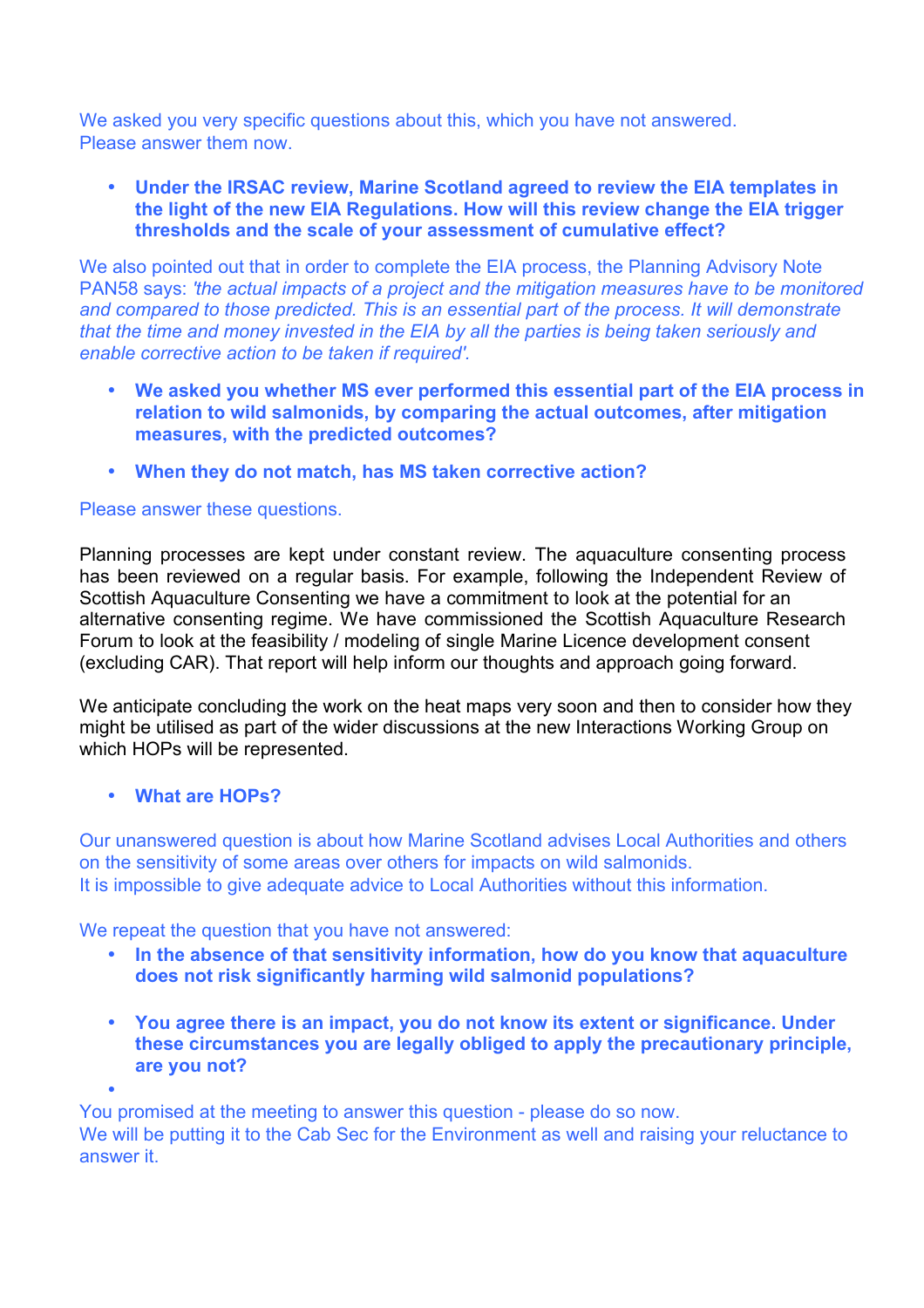We asked you very specific questions about this, which you have not answered. Please answer them now.

- **Under the IRSAC review, Marine Scotland agreed to review the EIA templates in the light of the new EIA Regulations. How will this review change the EIA trigger thresholds and the scale of your assessment of cumulative effect?**

We also pointed out that in order to complete the EIA process, the Planning Advisory Note PAN58 says: *'the actual impacts of a project and the mitigation measures have to be monitored and compared to those predicted. This is an essential part of the process. It will demonstrate that the time and money invested in the EIA by all the parties is being taken seriously and enable corrective action to be taken if required'.*

- **We asked you whether MS ever performed this essential part of the EIA process in relation to wild salmonids, by comparing the actual outcomes, after mitigation measures, with the predicted outcomes?**

- **When they do not match, has MS taken corrective action?**

Please answer these questions.

Planning processes are kept under constant review. The aquaculture consenting process has been reviewed on a regular basis. For example, following the Independent Review of Scottish Aquaculture Consenting we have a commitment to look at the potential for an alternative consenting regime. We have commissioned the Scottish Aquaculture Research Forum to look at the feasibility / modeling of single Marine Licence development consent (excluding CAR). That report will help inform our thoughts and approach going forward.

We anticipate concluding the work on the heat maps very soon and then to consider how they might be utilised as part of the wider discussions at the new Interactions Working Group on which HOPs will be represented.

- **What are HOPs?**

Our unanswered question is about how Marine Scotland advises Local Authorities and others on the sensitivity of some areas over others for impacts on wild salmonids.
It is impossible to give adequate advice to Local Authorities without this information.

We repeat the question that you have not answered:

- **In the absence of that sensitivity information, how do you know that aquaculture does not risk significantly harming wild salmonid populations?**

- **You agree there is an impact, you do not know its extent or significance. Under these circumstances you are legally obliged to apply the precautionary principle, are you not?**

You promised at the meeting to answer this question - please do so now.
We will be putting it to the Cab Sec for the Environment as well and raising your reluctance to answer it.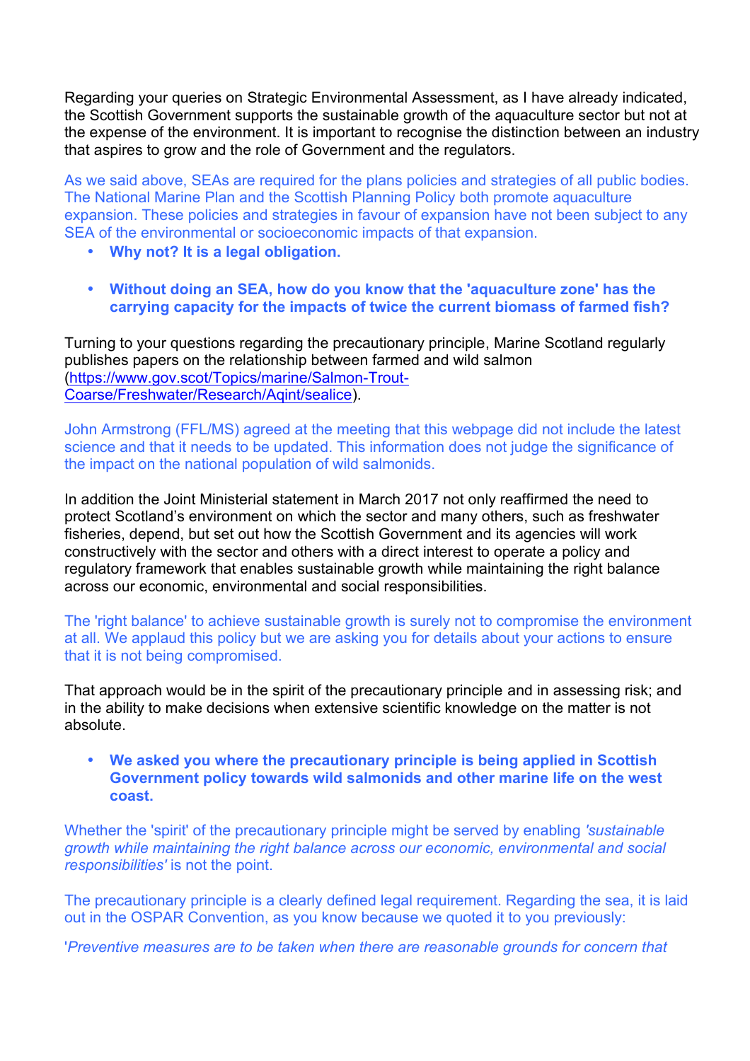Regarding your queries on Strategic Environmental Assessment, as I have already indicated, the Scottish Government supports the sustainable growth of the aquaculture sector but not at the expense of the environment. It is important to recognise the distinction between an industry that aspires to grow and the role of Government and the regulators.

As we said above, SEAs are required for the plans policies and strategies of all public bodies. The National Marine Plan and the Scottish Planning Policy both promote aquaculture expansion. These policies and strategies in favour of expansion have not been subject to any SEA of the environmental or socioeconomic impacts of that expansion.

- **Why not? It is a legal obligation.**

- **Without doing an SEA, how do you know that the 'aquaculture zone' has the carrying capacity for the impacts of twice the current biomass of farmed fish?**

Turning to your questions regarding the precautionary principle, Marine Scotland regularly publishes papers on the relationship between farmed and wild salmon (https://www.gov.scot/Topics/marine/Salmon-Trout-Coarse/Freshwater/Research/Aqint/sealice).

John Armstrong (FFL/MS) agreed at the meeting that this webpage did not include the latest science and that it needs to be updated. This information does not judge the significance of the impact on the national population of wild salmonids.

In addition the Joint Ministerial statement in March 2017 not only reaffirmed the need to protect Scotland's environment on which the sector and many others, such as freshwater fisheries, depend, but set out how the Scottish Government and its agencies will work constructively with the sector and others with a direct interest to operate a policy and regulatory framework that enables sustainable growth while maintaining the right balance across our economic, environmental and social responsibilities.

The 'right balance' to achieve sustainable growth is surely not to compromise the environment at all. We applaud this policy but we are asking you for details about your actions to ensure that it is not being compromised.

That approach would be in the spirit of the precautionary principle and in assessing risk; and in the ability to make decisions when extensive scientific knowledge on the matter is not absolute.

- **We asked you where the precautionary principle is being applied in Scottish Government policy towards wild salmonids and other marine life on the west coast.**

Whether the 'spirit' of the precautionary principle might be served by enabling *'sustainable growth while maintaining the right balance across our economic, environmental and social responsibilities'* is not the point.

The precautionary principle is a clearly defined legal requirement. Regarding the sea, it is laid out in the OSPAR Convention, as you know because we quoted it to you previously:

'*Preventive measures are to be taken when there are reasonable grounds for concern that*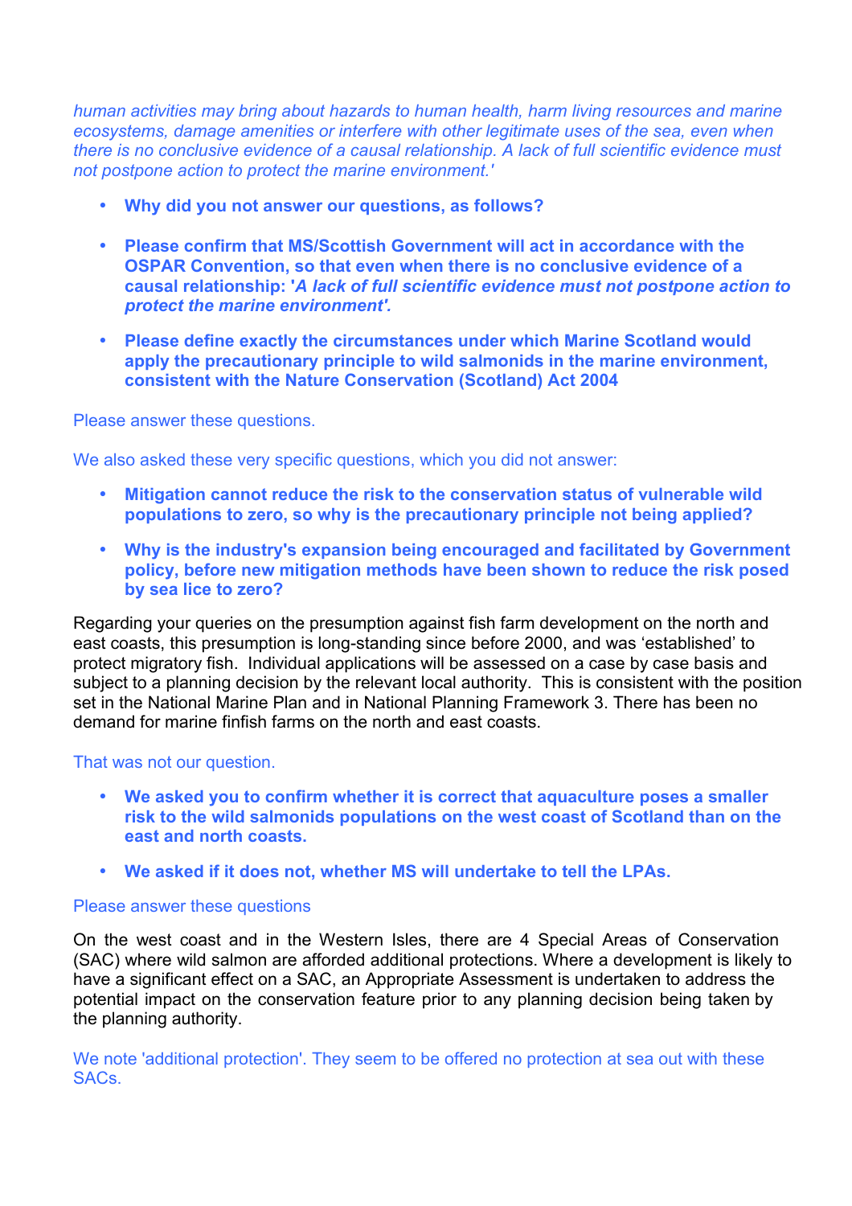*human activities may bring about hazards to human health, harm living resources and marine ecosystems, damage amenities or interfere with other legitimate uses of the sea, even when there is no conclusive evidence of a causal relationship. A lack of full scientific evidence must not postpone action to protect the marine environment.'*

- **Why did you not answer our questions, as follows?**
- **Please confirm that MS/Scottish Government will act in accordance with the OSPAR Convention, so that even when there is no conclusive evidence of a causal relationship: '*A lack of full scientific evidence must not postpone action to protect the marine environment'*.**
- **Please define exactly the circumstances under which Marine Scotland would apply the precautionary principle to wild salmonids in the marine environment, consistent with the Nature Conservation (Scotland) Act 2004**

Please answer these questions.

We also asked these very specific questions, which you did not answer:

- **Mitigation cannot reduce the risk to the conservation status of vulnerable wild populations to zero, so why is the precautionary principle not being applied?**
- **Why is the industry's expansion being encouraged and facilitated by Government policy, before new mitigation methods have been shown to reduce the risk posed by sea lice to zero?**

Regarding your queries on the presumption against fish farm development on the north and east coasts, this presumption is long-standing since before 2000, and was 'established' to protect migratory fish. Individual applications will be assessed on a case by case basis and subject to a planning decision by the relevant local authority. This is consistent with the position set in the National Marine Plan and in National Planning Framework 3. There has been no demand for marine finfish farms on the north and east coasts.

That was not our question.

- **We asked you to confirm whether it is correct that aquaculture poses a smaller risk to the wild salmonids populations on the west coast of Scotland than on the east and north coasts.**
- **We asked if it does not, whether MS will undertake to tell the LPAs.**

Please answer these questions

On the west coast and in the Western Isles, there are 4 Special Areas of Conservation (SAC) where wild salmon are afforded additional protections. Where a development is likely to have a significant effect on a SAC, an Appropriate Assessment is undertaken to address the potential impact on the conservation feature prior to any planning decision being taken by the planning authority.

We note 'additional protection'. They seem to be offered no protection at sea out with these SACs.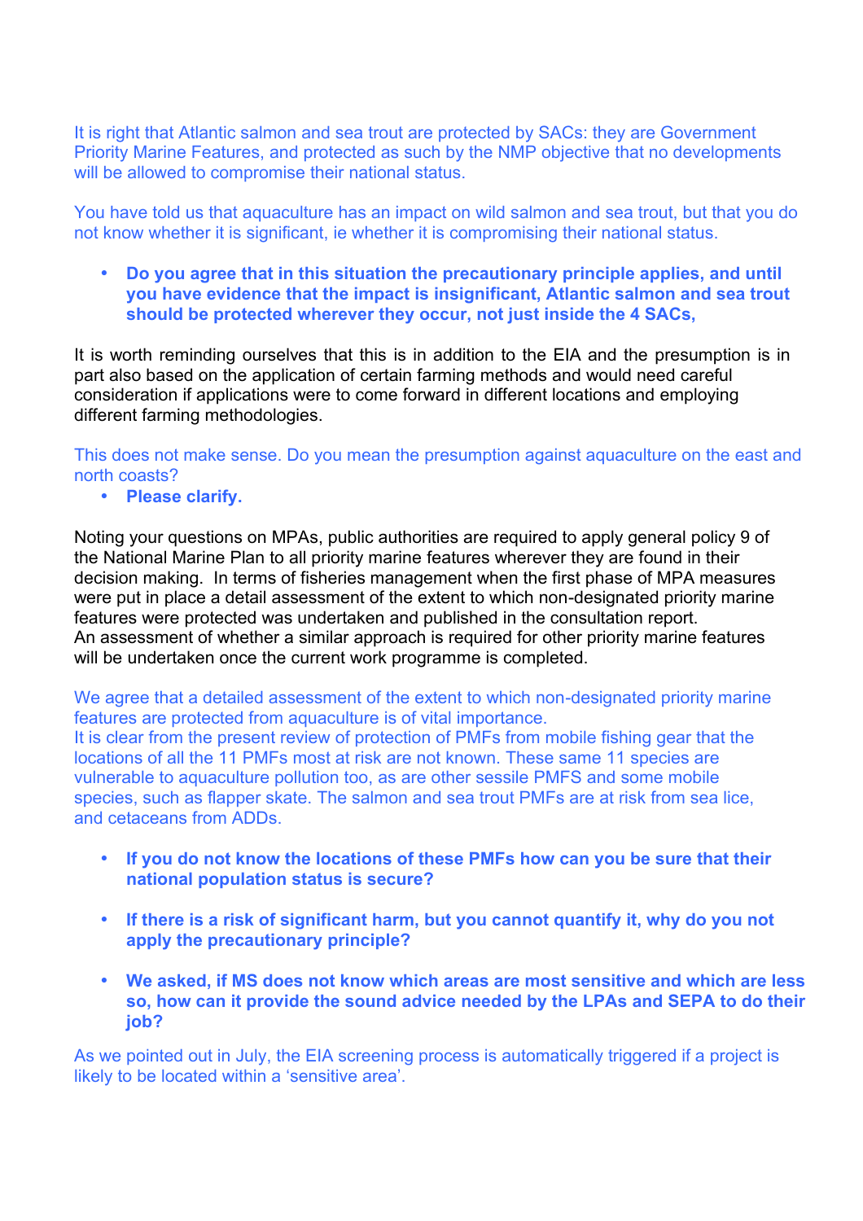It is right that Atlantic salmon and sea trout are protected by SACs: they are Government Priority Marine Features, and protected as such by the NMP objective that no developments will be allowed to compromise their national status.

You have told us that aquaculture has an impact on wild salmon and sea trout, but that you do not know whether it is significant, ie whether it is compromising their national status.

- **Do you agree that in this situation the precautionary principle applies, and until you have evidence that the impact is insignificant, Atlantic salmon and sea trout should be protected wherever they occur, not just inside the 4 SACs,**

It is worth reminding ourselves that this is in addition to the EIA and the presumption is in part also based on the application of certain farming methods and would need careful consideration if applications were to come forward in different locations and employing different farming methodologies.

This does not make sense. Do you mean the presumption against aquaculture on the east and north coasts?

- **Please clarify.**

Noting your questions on MPAs, public authorities are required to apply general policy 9 of the National Marine Plan to all priority marine features wherever they are found in their decision making. In terms of fisheries management when the first phase of MPA measures were put in place a detail assessment of the extent to which non-designated priority marine features were protected was undertaken and published in the consultation report.
An assessment of whether a similar approach is required for other priority marine features will be undertaken once the current work programme is completed.

We agree that a detailed assessment of the extent to which non-designated priority marine features are protected from aquaculture is of vital importance.
It is clear from the present review of protection of PMFs from mobile fishing gear that the locations of all the 11 PMFs most at risk are not known. These same 11 species are vulnerable to aquaculture pollution too, as are other sessile PMFS and some mobile species, such as flapper skate. The salmon and sea trout PMFs are at risk from sea lice, and cetaceans from ADDs.

- **If you do not know the locations of these PMFs how can you be sure that their national population status is secure?**

- **If there is a risk of significant harm, but you cannot quantify it, why do you not apply the precautionary principle?**

- **We asked, if MS does not know which areas are most sensitive and which are less so, how can it provide the sound advice needed by the LPAs and SEPA to do their job?**

As we pointed out in July, the EIA screening process is automatically triggered if a project is likely to be located within a 'sensitive area'.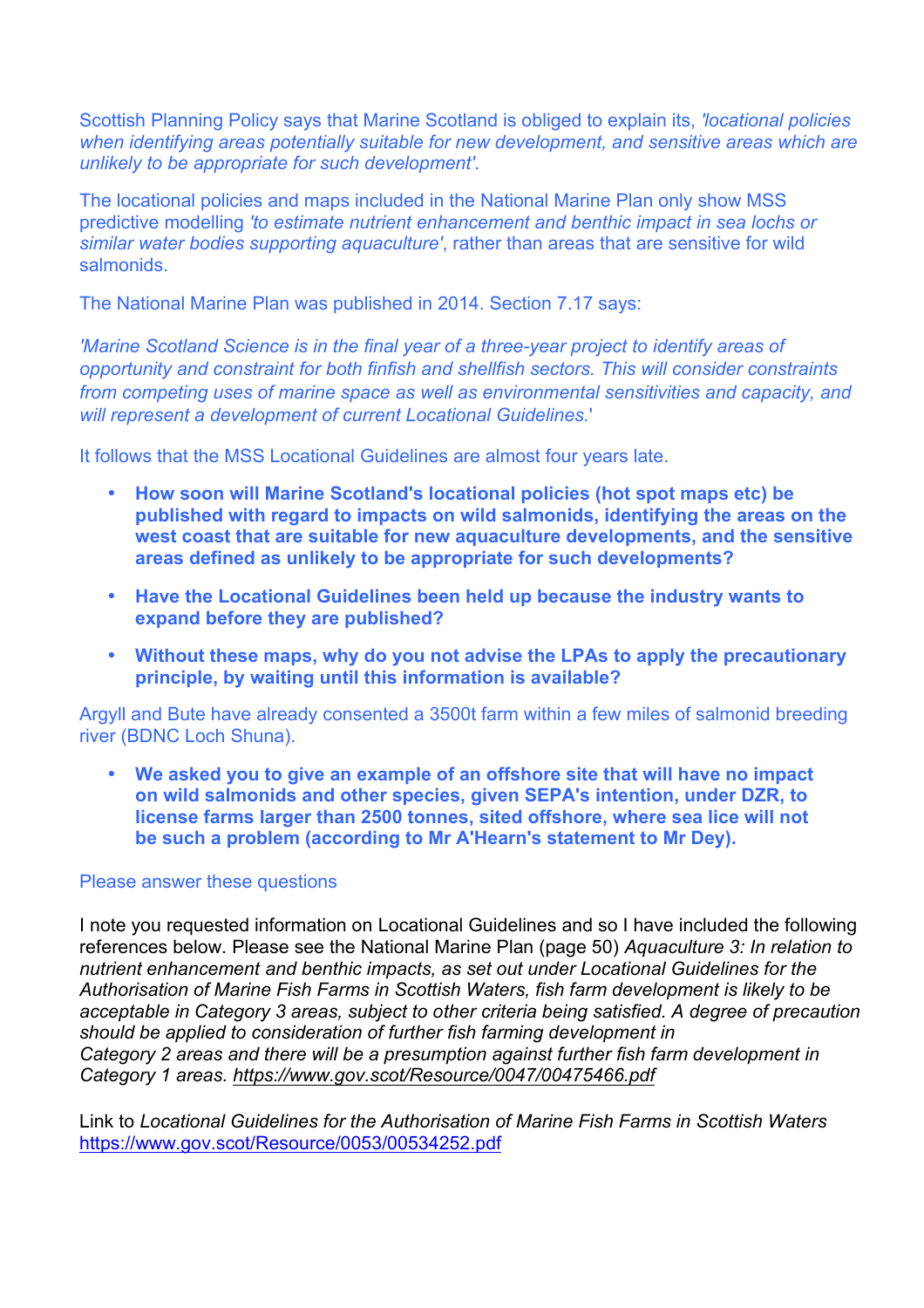Scottish Planning Policy says that Marine Scotland is obliged to explain its, *'locational policies when identifying areas potentially suitable for new development, and sensitive areas which are unlikely to be appropriate for such development'*.

The locational policies and maps included in the National Marine Plan only show MSS predictive modelling *'to estimate nutrient enhancement and benthic impact in sea lochs or similar water bodies supporting aquaculture'*, rather than areas that are sensitive for wild salmonids.

The National Marine Plan was published in 2014. Section 7.17 says:

*'Marine Scotland Science is in the final year of a three-year project to identify areas of opportunity and constraint for both finfish and shellfish sectors. This will consider constraints from competing uses of marine space as well as environmental sensitivities and capacity, and will represent a development of current Locational Guidelines.*'

It follows that the MSS Locational Guidelines are almost four years late.

- **How soon will Marine Scotland's locational policies (hot spot maps etc) be published with regard to impacts on wild salmonids, identifying the areas on the west coast that are suitable for new aquaculture developments, and the sensitive areas defined as unlikely to be appropriate for such developments?**
- **Have the Locational Guidelines been held up because the industry wants to expand before they are published?**
- **Without these maps, why do you not advise the LPAs to apply the precautionary principle, by waiting until this information is available?**

Argyll and Bute have already consented a 3500t farm within a few miles of salmonid breeding river (BDNC Loch Shuna).

- **We asked you to give an example of an offshore site that will have no impact on wild salmonids and other species, given SEPA's intention, under DZR, to license farms larger than 2500 tonnes, sited offshore, where sea lice will not be such a problem (according to Mr A'Hearn's statement to Mr Dey).**

Please answer these questions

I note you requested information on Locational Guidelines and so I have included the following references below. Please see the National Marine Plan (page 50) *Aquaculture 3: In relation to nutrient enhancement and benthic impacts, as set out under Locational Guidelines for the Authorisation of Marine Fish Farms in Scottish Waters, fish farm development is likely to be acceptable in Category 3 areas, subject to other criteria being satisfied. A degree of precaution should be applied to consideration of further fish farming development in Category 2 areas and there will be a presumption against further fish farm development in Category 1 areas.* https://www.gov.scot/Resource/0047/00475466.pdf

Link to *Locational Guidelines for the Authorisation of Marine Fish Farms in Scottish Waters* https://www.gov.scot/Resource/0053/00534252.pdf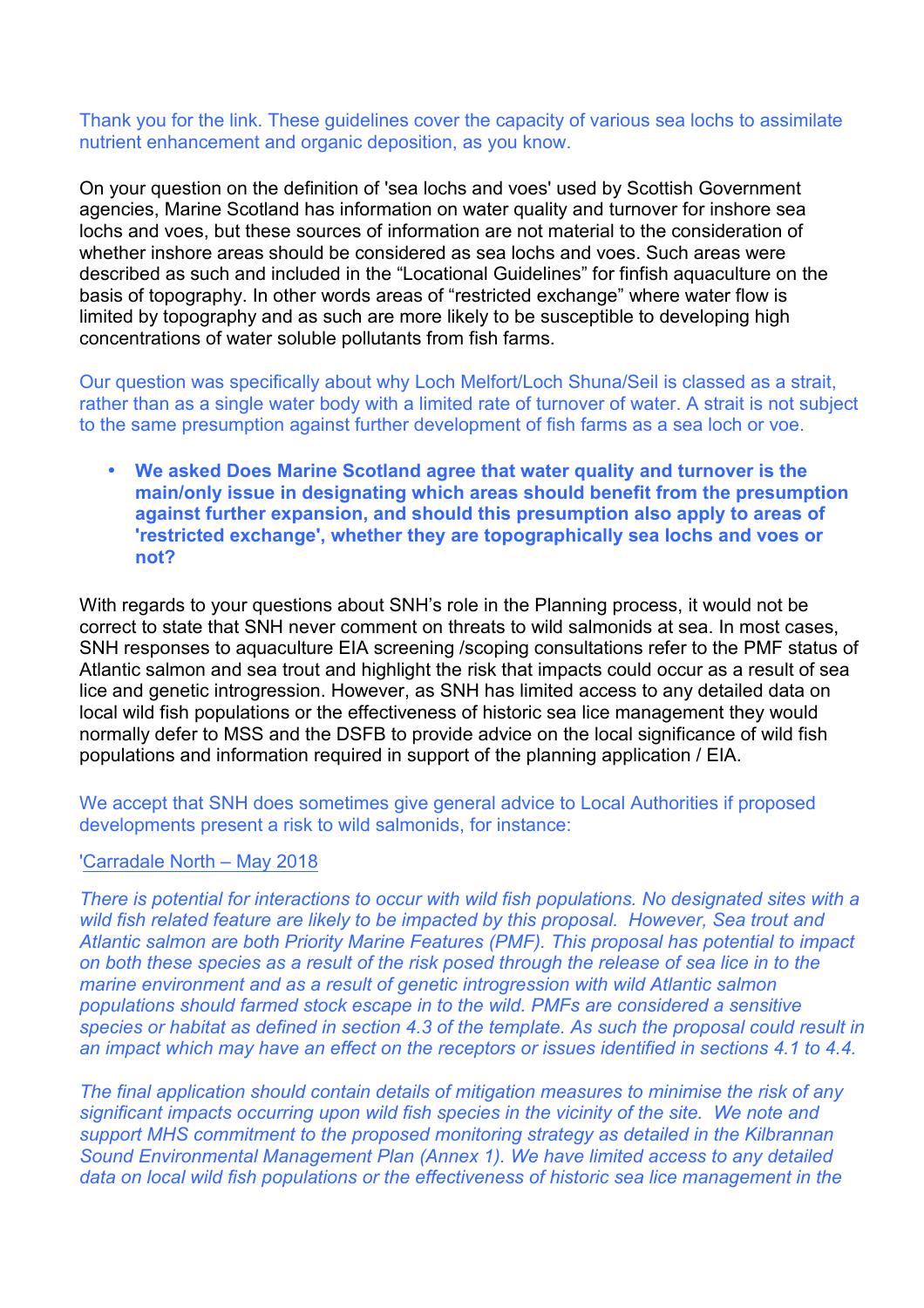Thank you for the link. These guidelines cover the capacity of various sea lochs to assimilate nutrient enhancement and organic deposition, as you know.

On your question on the definition of 'sea lochs and voes' used by Scottish Government agencies, Marine Scotland has information on water quality and turnover for inshore sea lochs and voes, but these sources of information are not material to the consideration of whether inshore areas should be considered as sea lochs and voes. Such areas were described as such and included in the "Locational Guidelines" for finfish aquaculture on the basis of topography. In other words areas of "restricted exchange" where water flow is limited by topography and as such are more likely to be susceptible to developing high concentrations of water soluble pollutants from fish farms.

Our question was specifically about why Loch Melfort/Loch Shuna/Seil is classed as a strait, rather than as a single water body with a limited rate of turnover of water. A strait is not subject to the same presumption against further development of fish farms as a sea loch or voe.

- **We asked Does Marine Scotland agree that water quality and turnover is the main/only issue in designating which areas should benefit from the presumption against further expansion, and should this presumption also apply to areas of 'restricted exchange', whether they are topographically sea lochs and voes or not?**

With regards to your questions about SNH's role in the Planning process, it would not be correct to state that SNH never comment on threats to wild salmonids at sea. In most cases, SNH responses to aquaculture EIA screening /scoping consultations refer to the PMF status of Atlantic salmon and sea trout and highlight the risk that impacts could occur as a result of sea lice and genetic introgression. However, as SNH has limited access to any detailed data on local wild fish populations or the effectiveness of historic sea lice management they would normally defer to MSS and the DSFB to provide advice on the local significance of wild fish populations and information required in support of the planning application / EIA.

We accept that SNH does sometimes give general advice to Local Authorities if proposed developments present a risk to wild salmonids, for instance:

'Carradale North – May 2018

*There is potential for interactions to occur with wild fish populations. No designated sites with a wild fish related feature are likely to be impacted by this proposal. However, Sea trout and Atlantic salmon are both Priority Marine Features (PMF). This proposal has potential to impact on both these species as a result of the risk posed through the release of sea lice in to the marine environment and as a result of genetic introgression with wild Atlantic salmon populations should farmed stock escape in to the wild. PMFs are considered a sensitive species or habitat as defined in section 4.3 of the template. As such the proposal could result in an impact which may have an effect on the receptors or issues identified in sections 4.1 to 4.4.*

*The final application should contain details of mitigation measures to minimise the risk of any significant impacts occurring upon wild fish species in the vicinity of the site. We note and support MHS commitment to the proposed monitoring strategy as detailed in the Kilbrannan Sound Environmental Management Plan (Annex 1). We have limited access to any detailed data on local wild fish populations or the effectiveness of historic sea lice management in the*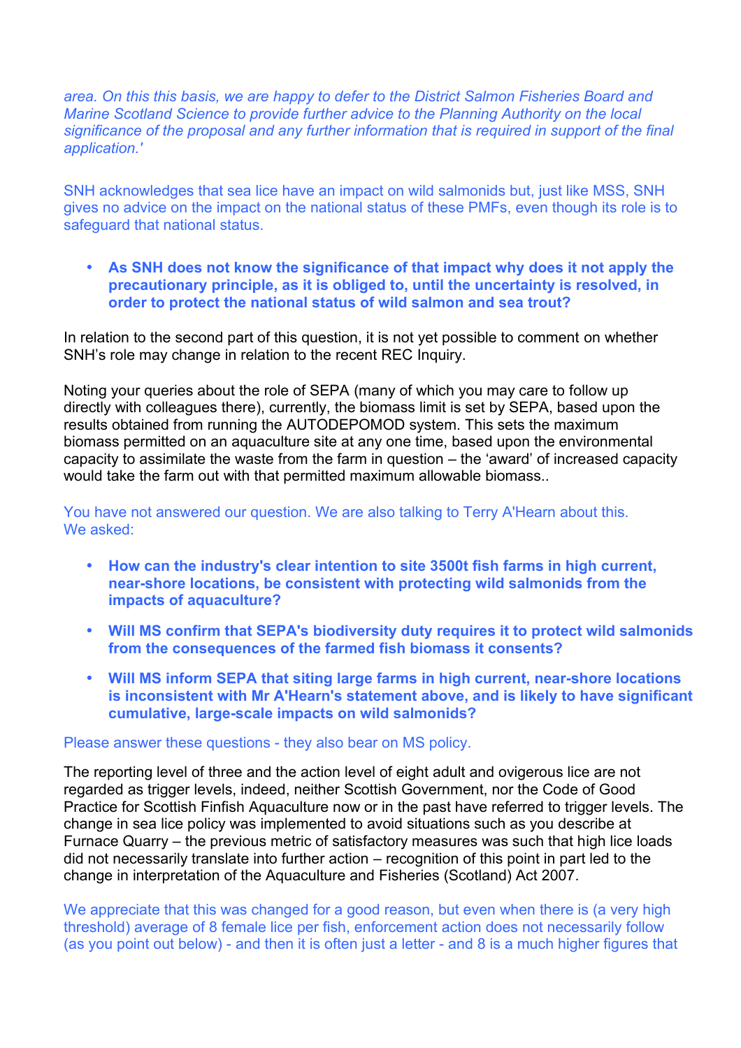*area. On this this basis, we are happy to defer to the District Salmon Fisheries Board and Marine Scotland Science to provide further advice to the Planning Authority on the local significance of the proposal and any further information that is required in support of the final application.'*

SNH acknowledges that sea lice have an impact on wild salmonids but, just like MSS, SNH gives no advice on the impact on the national status of these PMFs, even though its role is to safeguard that national status.

- **As SNH does not know the significance of that impact why does it not apply the precautionary principle, as it is obliged to, until the uncertainty is resolved, in order to protect the national status of wild salmon and sea trout?**

In relation to the second part of this question, it is not yet possible to comment on whether SNH's role may change in relation to the recent REC Inquiry.

Noting your queries about the role of SEPA (many of which you may care to follow up directly with colleagues there), currently, the biomass limit is set by SEPA, based upon the results obtained from running the AUTODEPOMOD system. This sets the maximum biomass permitted on an aquaculture site at any one time, based upon the environmental capacity to assimilate the waste from the farm in question – the 'award' of increased capacity would take the farm out with that permitted maximum allowable biomass..

You have not answered our question. We are also talking to Terry A'Hearn about this.
We asked:

- **How can the industry's clear intention to site 3500t fish farms in high current, near-shore locations, be consistent with protecting wild salmonids from the impacts of aquaculture?**
- **Will MS confirm that SEPA's biodiversity duty requires it to protect wild salmonids from the consequences of the farmed fish biomass it consents?**
- **Will MS inform SEPA that siting large farms in high current, near-shore locations is inconsistent with Mr A'Hearn's statement above, and is likely to have significant cumulative, large-scale impacts on wild salmonids?**

Please answer these questions - they also bear on MS policy.

The reporting level of three and the action level of eight adult and ovigerous lice are not regarded as trigger levels, indeed, neither Scottish Government, nor the Code of Good Practice for Scottish Finfish Aquaculture now or in the past have referred to trigger levels. The change in sea lice policy was implemented to avoid situations such as you describe at Furnace Quarry – the previous metric of satisfactory measures was such that high lice loads did not necessarily translate into further action – recognition of this point in part led to the change in interpretation of the Aquaculture and Fisheries (Scotland) Act 2007.

We appreciate that this was changed for a good reason, but even when there is (a very high threshold) average of 8 female lice per fish, enforcement action does not necessarily follow (as you point out below) - and then it is often just a letter - and 8 is a much higher figures that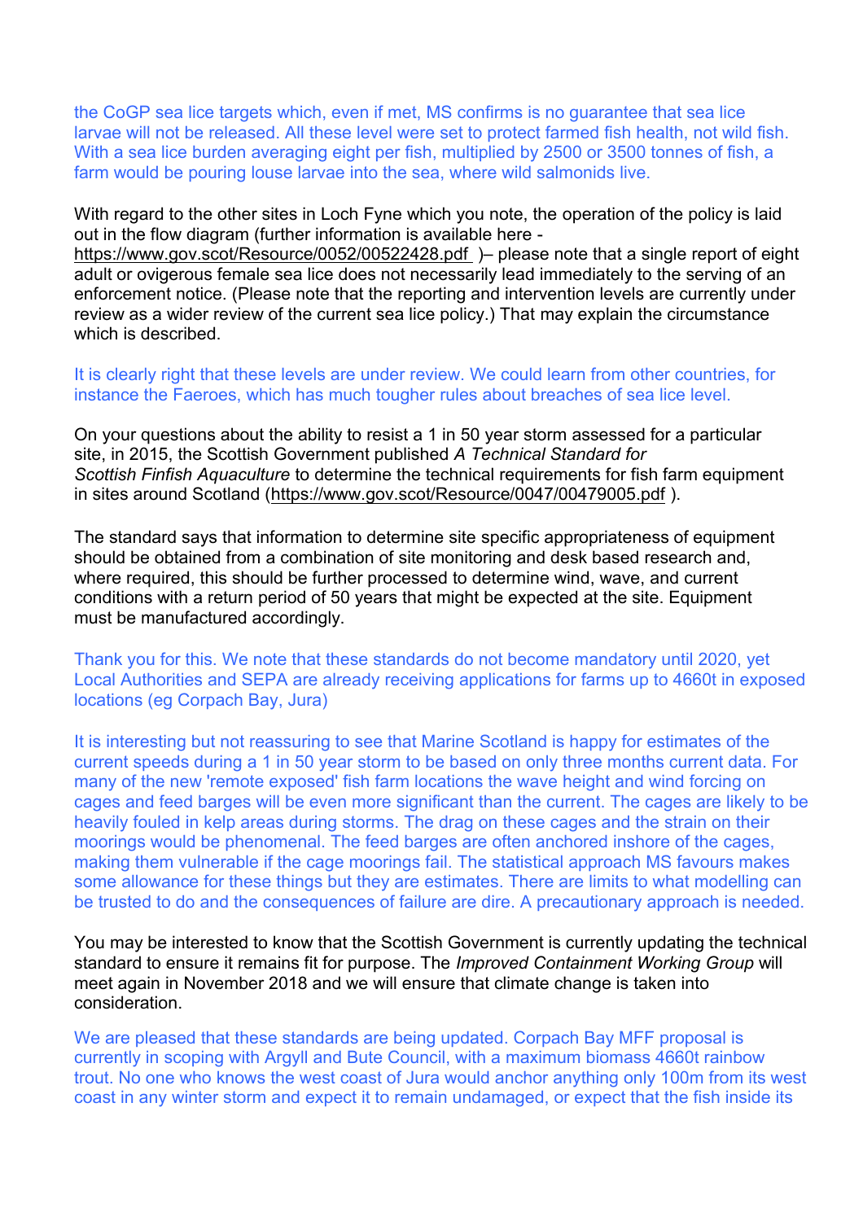the CoGP sea lice targets which, even if met, MS confirms is no guarantee that sea lice larvae will not be released. All these level were set to protect farmed fish health, not wild fish. With a sea lice burden averaging eight per fish, multiplied by 2500 or 3500 tonnes of fish, a farm would be pouring louse larvae into the sea, where wild salmonids live.

With regard to the other sites in Loch Fyne which you note, the operation of the policy is laid out in the flow diagram (further information is available here - https://www.gov.scot/Resource/0052/00522428.pdf )– please note that a single report of eight adult or ovigerous female sea lice does not necessarily lead immediately to the serving of an enforcement notice. (Please note that the reporting and intervention levels are currently under review as a wider review of the current sea lice policy.) That may explain the circumstance which is described.

It is clearly right that these levels are under review. We could learn from other countries, for instance the Faeroes, which has much tougher rules about breaches of sea lice level.

On your questions about the ability to resist a 1 in 50 year storm assessed for a particular site, in 2015, the Scottish Government published *A Technical Standard for Scottish Finfish Aquaculture* to determine the technical requirements for fish farm equipment in sites around Scotland (https://www.gov.scot/Resource/0047/00479005.pdf ).

The standard says that information to determine site specific appropriateness of equipment should be obtained from a combination of site monitoring and desk based research and, where required, this should be further processed to determine wind, wave, and current conditions with a return period of 50 years that might be expected at the site. Equipment must be manufactured accordingly.

Thank you for this. We note that these standards do not become mandatory until 2020, yet Local Authorities and SEPA are already receiving applications for farms up to 4660t in exposed locations (eg Corpach Bay, Jura)

It is interesting but not reassuring to see that Marine Scotland is happy for estimates of the current speeds during a 1 in 50 year storm to be based on only three months current data. For many of the new 'remote exposed' fish farm locations the wave height and wind forcing on cages and feed barges will be even more significant than the current. The cages are likely to be heavily fouled in kelp areas during storms. The drag on these cages and the strain on their moorings would be phenomenal. The feed barges are often anchored inshore of the cages, making them vulnerable if the cage moorings fail. The statistical approach MS favours makes some allowance for these things but they are estimates. There are limits to what modelling can be trusted to do and the consequences of failure are dire. A precautionary approach is needed.

You may be interested to know that the Scottish Government is currently updating the technical standard to ensure it remains fit for purpose. The *Improved Containment Working Group* will meet again in November 2018 and we will ensure that climate change is taken into consideration.

We are pleased that these standards are being updated. Corpach Bay MFF proposal is currently in scoping with Argyll and Bute Council, with a maximum biomass 4660t rainbow trout. No one who knows the west coast of Jura would anchor anything only 100m from its west coast in any winter storm and expect it to remain undamaged, or expect that the fish inside its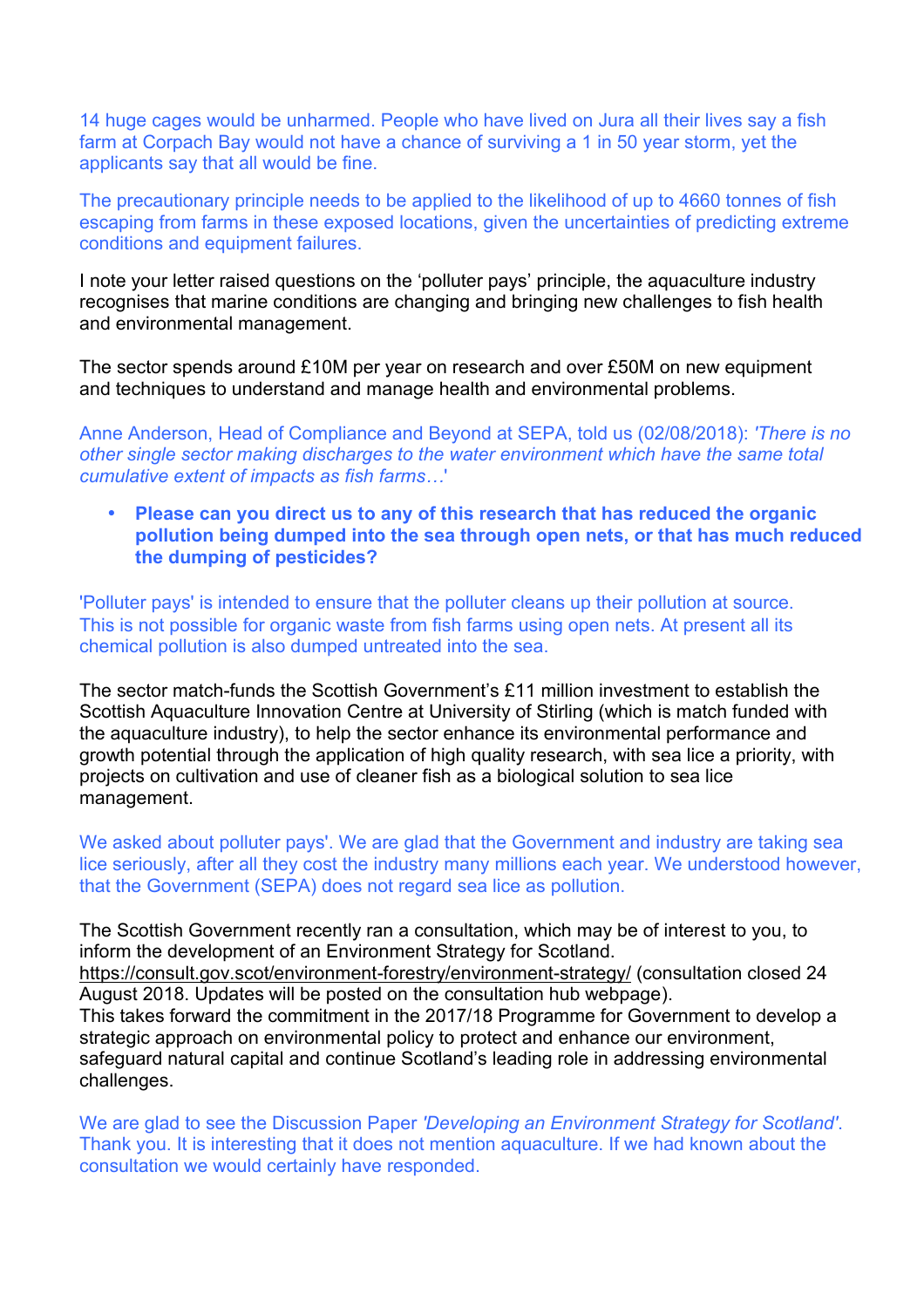14 huge cages would be unharmed. People who have lived on Jura all their lives say a fish farm at Corpach Bay would not have a chance of surviving a 1 in 50 year storm, yet the applicants say that all would be fine.

The precautionary principle needs to be applied to the likelihood of up to 4660 tonnes of fish escaping from farms in these exposed locations, given the uncertainties of predicting extreme conditions and equipment failures.

I note your letter raised questions on the 'polluter pays' principle, the aquaculture industry recognises that marine conditions are changing and bringing new challenges to fish health and environmental management.

The sector spends around £10M per year on research and over £50M on new equipment and techniques to understand and manage health and environmental problems.

Anne Anderson, Head of Compliance and Beyond at SEPA, told us (02/08/2018): *'There is no other single sector making discharges to the water environment which have the same total cumulative extent of impacts as fish farms…'*

- **Please can you direct us to any of this research that has reduced the organic pollution being dumped into the sea through open nets, or that has much reduced the dumping of pesticides?**

'Polluter pays' is intended to ensure that the polluter cleans up their pollution at source. This is not possible for organic waste from fish farms using open nets. At present all its chemical pollution is also dumped untreated into the sea.

The sector match-funds the Scottish Government's £11 million investment to establish the Scottish Aquaculture Innovation Centre at University of Stirling (which is match funded with the aquaculture industry), to help the sector enhance its environmental performance and growth potential through the application of high quality research, with sea lice a priority, with projects on cultivation and use of cleaner fish as a biological solution to sea lice management.

We asked about polluter pays'. We are glad that the Government and industry are taking sea lice seriously, after all they cost the industry many millions each year. We understood however, that the Government (SEPA) does not regard sea lice as pollution.

The Scottish Government recently ran a consultation, which may be of interest to you, to inform the development of an Environment Strategy for Scotland.
https://consult.gov.scot/environment-forestry/environment-strategy/ (consultation closed 24 August 2018. Updates will be posted on the consultation hub webpage).
This takes forward the commitment in the 2017/18 Programme for Government to develop a strategic approach on environmental policy to protect and enhance our environment, safeguard natural capital and continue Scotland's leading role in addressing environmental challenges.

We are glad to see the Discussion Paper *'Developing an Environment Strategy for Scotland'*. Thank you. It is interesting that it does not mention aquaculture. If we had known about the consultation we would certainly have responded.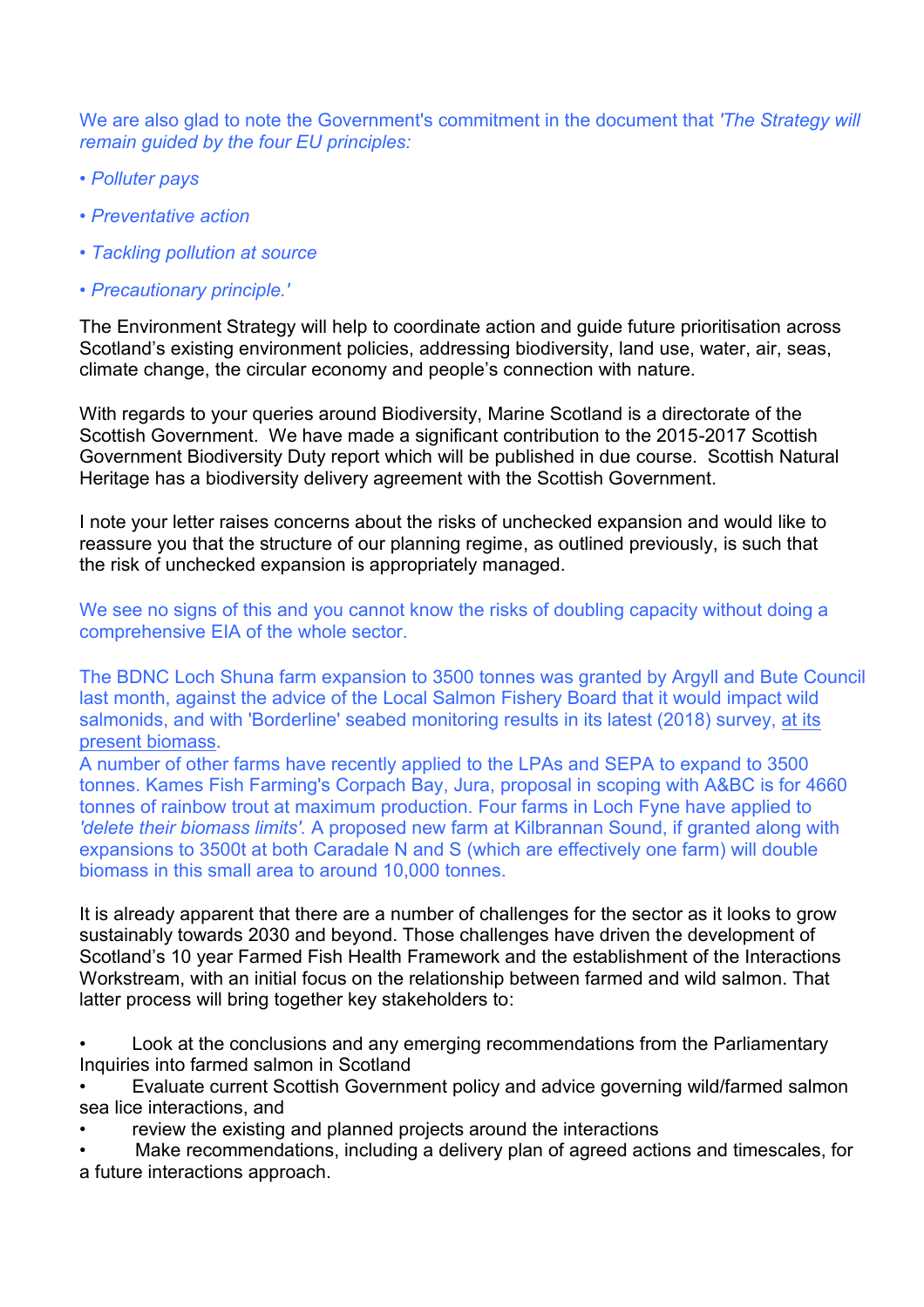We are also glad to note the Government's commitment in the document that *'The Strategy will remain guided by the four EU principles:*

*• Polluter pays*

*• Preventative action*

*• Tackling pollution at source*

*• Precautionary principle.'*

The Environment Strategy will help to coordinate action and guide future prioritisation across Scotland's existing environment policies, addressing biodiversity, land use, water, air, seas, climate change, the circular economy and people's connection with nature.

With regards to your queries around Biodiversity, Marine Scotland is a directorate of the Scottish Government. We have made a significant contribution to the 2015-2017 Scottish Government Biodiversity Duty report which will be published in due course. Scottish Natural Heritage has a biodiversity delivery agreement with the Scottish Government.

I note your letter raises concerns about the risks of unchecked expansion and would like to reassure you that the structure of our planning regime, as outlined previously, is such that the risk of unchecked expansion is appropriately managed.

We see no signs of this and you cannot know the risks of doubling capacity without doing a comprehensive EIA of the whole sector.

The BDNC Loch Shuna farm expansion to 3500 tonnes was granted by Argyll and Bute Council last month, against the advice of the Local Salmon Fishery Board that it would impact wild salmonids, and with 'Borderline' seabed monitoring results in its latest (2018) survey, at its present biomass.
A number of other farms have recently applied to the LPAs and SEPA to expand to 3500 tonnes. Kames Fish Farming's Corpach Bay, Jura, proposal in scoping with A&BC is for 4660 tonnes of rainbow trout at maximum production. Four farms in Loch Fyne have applied to *'delete their biomass limits'*. A proposed new farm at Kilbrannan Sound, if granted along with expansions to 3500t at both Caradale N and S (which are effectively one farm) will double biomass in this small area to around 10,000 tonnes.

It is already apparent that there are a number of challenges for the sector as it looks to grow sustainably towards 2030 and beyond. Those challenges have driven the development of Scotland's 10 year Farmed Fish Health Framework and the establishment of the Interactions Workstream, with an initial focus on the relationship between farmed and wild salmon. That latter process will bring together key stakeholders to:

- Look at the conclusions and any emerging recommendations from the Parliamentary Inquiries into farmed salmon in Scotland
- Evaluate current Scottish Government policy and advice governing wild/farmed salmon sea lice interactions, and
- review the existing and planned projects around the interactions
- Make recommendations, including a delivery plan of agreed actions and timescales, for a future interactions approach.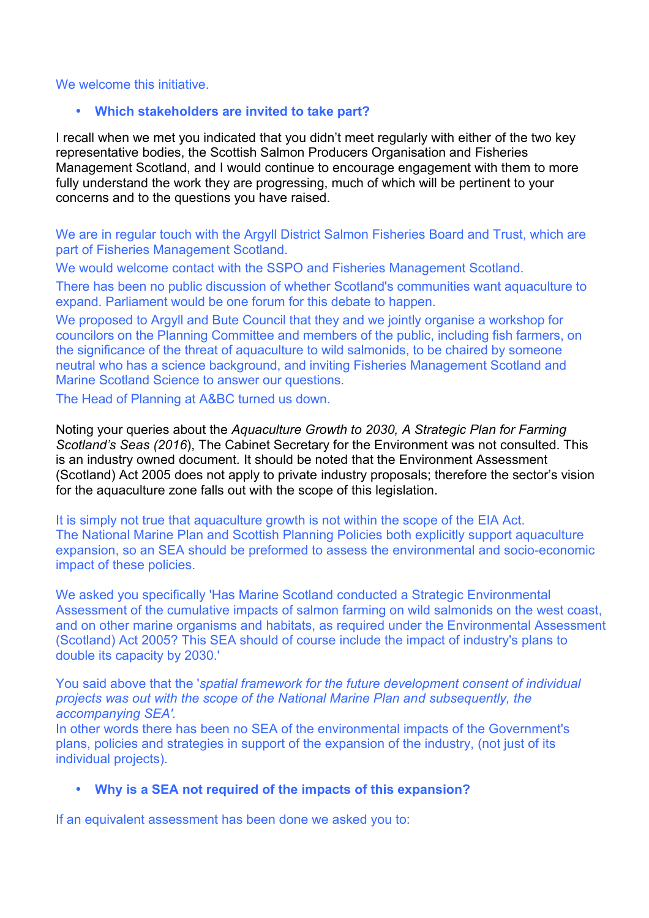We welcome this initiative.

- **Which stakeholders are invited to take part?**

I recall when we met you indicated that you didn't meet regularly with either of the two key representative bodies, the Scottish Salmon Producers Organisation and Fisheries Management Scotland, and I would continue to encourage engagement with them to more fully understand the work they are progressing, much of which will be pertinent to your concerns and to the questions you have raised.

We are in regular touch with the Argyll District Salmon Fisheries Board and Trust, which are part of Fisheries Management Scotland.

We would welcome contact with the SSPO and Fisheries Management Scotland.

There has been no public discussion of whether Scotland's communities want aquaculture to expand. Parliament would be one forum for this debate to happen.

We proposed to Argyll and Bute Council that they and we jointly organise a workshop for councilors on the Planning Committee and members of the public, including fish farmers, on the significance of the threat of aquaculture to wild salmonids, to be chaired by someone neutral who has a science background, and inviting Fisheries Management Scotland and Marine Scotland Science to answer our questions.

The Head of Planning at A&BC turned us down.

Noting your queries about the *Aquaculture Growth to 2030, A Strategic Plan for Farming Scotland's Seas (2016*), The Cabinet Secretary for the Environment was not consulted. This is an industry owned document. It should be noted that the Environment Assessment (Scotland) Act 2005 does not apply to private industry proposals; therefore the sector's vision for the aquaculture zone falls out with the scope of this legislation.

It is simply not true that aquaculture growth is not within the scope of the EIA Act. The National Marine Plan and Scottish Planning Policies both explicitly support aquaculture expansion, so an SEA should be preformed to assess the environmental and socio-economic impact of these policies.

We asked you specifically 'Has Marine Scotland conducted a Strategic Environmental Assessment of the cumulative impacts of salmon farming on wild salmonids on the west coast, and on other marine organisms and habitats, as required under the Environmental Assessment (Scotland) Act 2005? This SEA should of course include the impact of industry's plans to double its capacity by 2030.'

You said above that the '*spatial framework for the future development consent of individual projects was out with the scope of the National Marine Plan and subsequently, the accompanying SEA'.*

In other words there has been no SEA of the environmental impacts of the Government's plans, policies and strategies in support of the expansion of the industry, (not just of its individual projects).

- **Why is a SEA not required of the impacts of this expansion?**

If an equivalent assessment has been done we asked you to: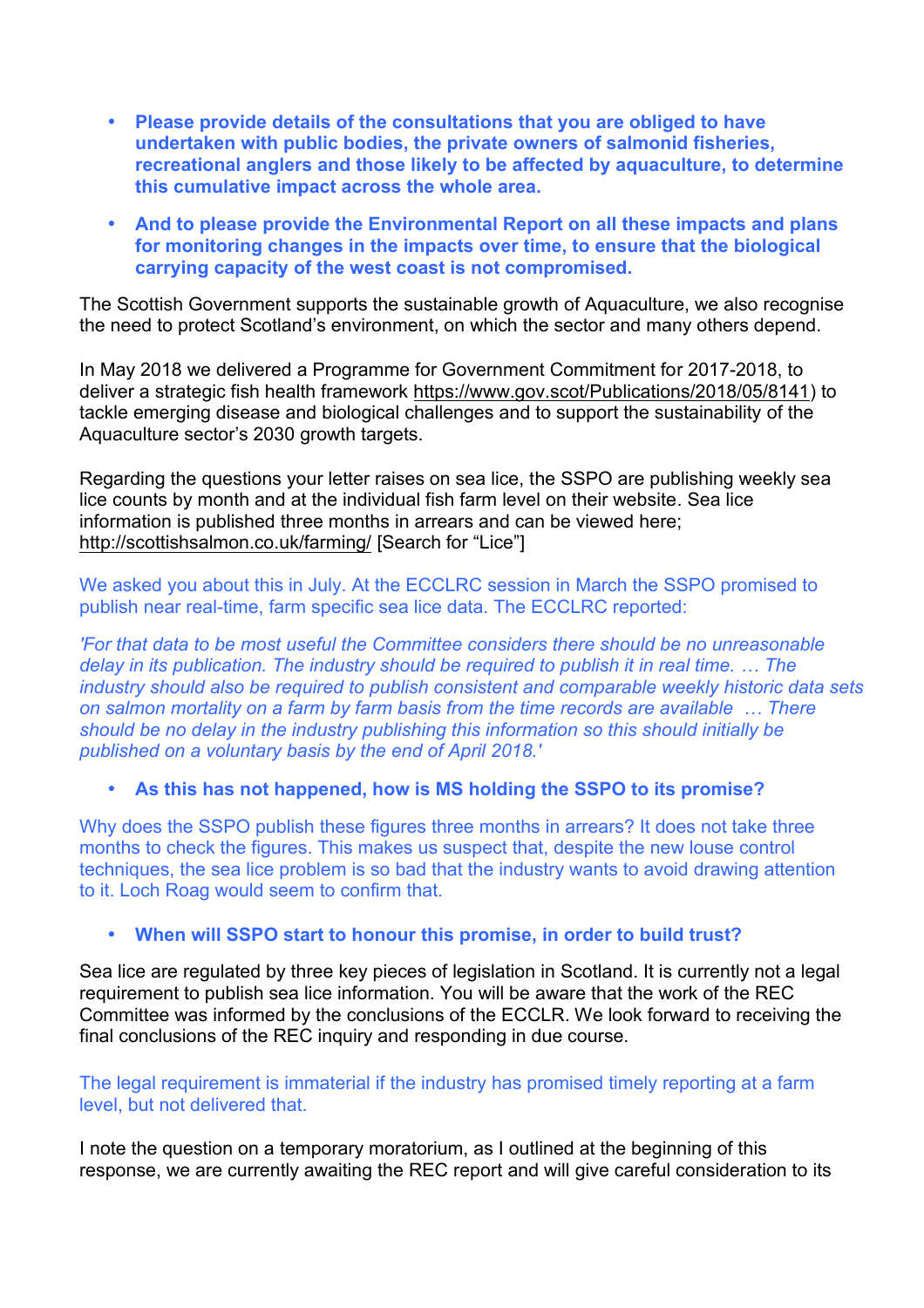- **Please provide details of the consultations that you are obliged to have undertaken with public bodies, the private owners of salmonid fisheries, recreational anglers and those likely to be affected by aquaculture, to determine this cumulative impact across the whole area.**

- **And to please provide the Environmental Report on all these impacts and plans for monitoring changes in the impacts over time, to ensure that the biological carrying capacity of the west coast is not compromised.**

The Scottish Government supports the sustainable growth of Aquaculture, we also recognise the need to protect Scotland's environment, on which the sector and many others depend.

In May 2018 we delivered a Programme for Government Commitment for 2017-2018, to deliver a strategic fish health framework https://www.gov.scot/Publications/2018/05/8141) to tackle emerging disease and biological challenges and to support the sustainability of the Aquaculture sector's 2030 growth targets.

Regarding the questions your letter raises on sea lice, the SSPO are publishing weekly sea lice counts by month and at the individual fish farm level on their website. Sea lice information is published three months in arrears and can be viewed here; http://scottishsalmon.co.uk/farming/ [Search for "Lice"]

We asked you about this in July. At the ECCLRC session in March the SSPO promised to publish near real-time, farm specific sea lice data. The ECCLRC reported:

*'For that data to be most useful the Committee considers there should be no unreasonable delay in its publication. The industry should be required to publish it in real time. … The industry should also be required to publish consistent and comparable weekly historic data sets on salmon mortality on a farm by farm basis from the time records are available … There should be no delay in the industry publishing this information so this should initially be published on a voluntary basis by the end of April 2018.'*

- **As this has not happened, how is MS holding the SSPO to its promise?**

Why does the SSPO publish these figures three months in arrears? It does not take three months to check the figures. This makes us suspect that, despite the new louse control techniques, the sea lice problem is so bad that the industry wants to avoid drawing attention to it. Loch Roag would seem to confirm that.

- **When will SSPO start to honour this promise, in order to build trust?**

Sea lice are regulated by three key pieces of legislation in Scotland. It is currently not a legal requirement to publish sea lice information. You will be aware that the work of the REC Committee was informed by the conclusions of the ECCLR. We look forward to receiving the final conclusions of the REC inquiry and responding in due course.

The legal requirement is immaterial if the industry has promised timely reporting at a farm level, but not delivered that.

I note the question on a temporary moratorium, as I outlined at the beginning of this response, we are currently awaiting the REC report and will give careful consideration to its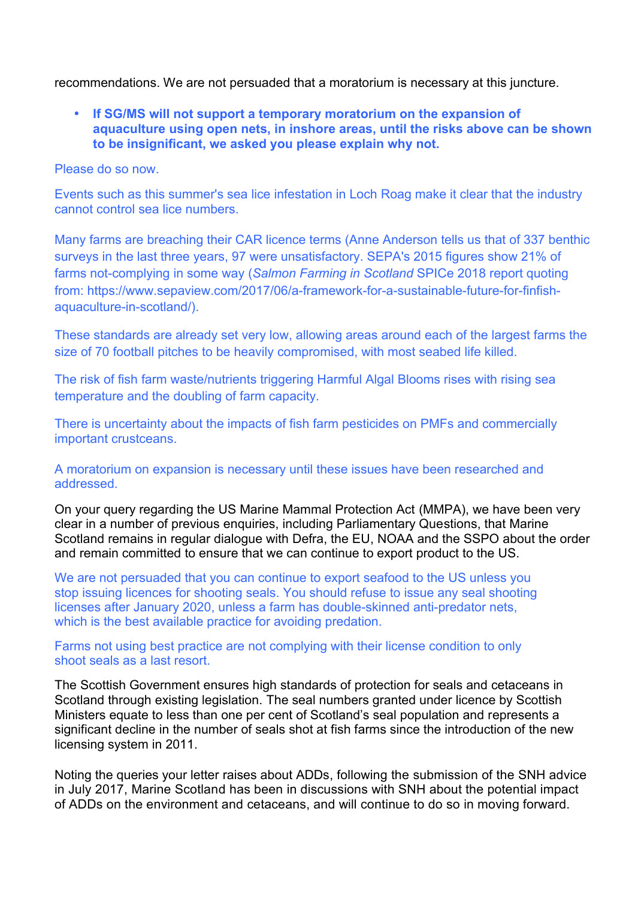recommendations. We are not persuaded that a moratorium is necessary at this juncture.

- **If SG/MS will not support a temporary moratorium on the expansion of aquaculture using open nets, in inshore areas, until the risks above can be shown to be insignificant, we asked you please explain why not.**

Please do so now.

Events such as this summer's sea lice infestation in Loch Roag make it clear that the industry cannot control sea lice numbers.

Many farms are breaching their CAR licence terms (Anne Anderson tells us that of 337 benthic surveys in the last three years, 97 were unsatisfactory. SEPA's 2015 figures show 21% of farms not-complying in some way (*Salmon Farming in Scotland* SPICe 2018 report quoting from: https://www.sepaview.com/2017/06/a-framework-for-a-sustainable-future-for-finfish-aquaculture-in-scotland/).

These standards are already set very low, allowing areas around each of the largest farms the size of 70 football pitches to be heavily compromised, with most seabed life killed.

The risk of fish farm waste/nutrients triggering Harmful Algal Blooms rises with rising sea temperature and the doubling of farm capacity.

There is uncertainty about the impacts of fish farm pesticides on PMFs and commercially important crustceans.

A moratorium on expansion is necessary until these issues have been researched and addressed.

On your query regarding the US Marine Mammal Protection Act (MMPA), we have been very clear in a number of previous enquiries, including Parliamentary Questions, that Marine Scotland remains in regular dialogue with Defra, the EU, NOAA and the SSPO about the order and remain committed to ensure that we can continue to export product to the US.

We are not persuaded that you can continue to export seafood to the US unless you stop issuing licences for shooting seals. You should refuse to issue any seal shooting licenses after January 2020, unless a farm has double-skinned anti-predator nets, which is the best available practice for avoiding predation.

Farms not using best practice are not complying with their license condition to only shoot seals as a last resort.

The Scottish Government ensures high standards of protection for seals and cetaceans in Scotland through existing legislation. The seal numbers granted under licence by Scottish Ministers equate to less than one per cent of Scotland's seal population and represents a significant decline in the number of seals shot at fish farms since the introduction of the new licensing system in 2011.

Noting the queries your letter raises about ADDs, following the submission of the SNH advice in July 2017, Marine Scotland has been in discussions with SNH about the potential impact of ADDs on the environment and cetaceans, and will continue to do so in moving forward.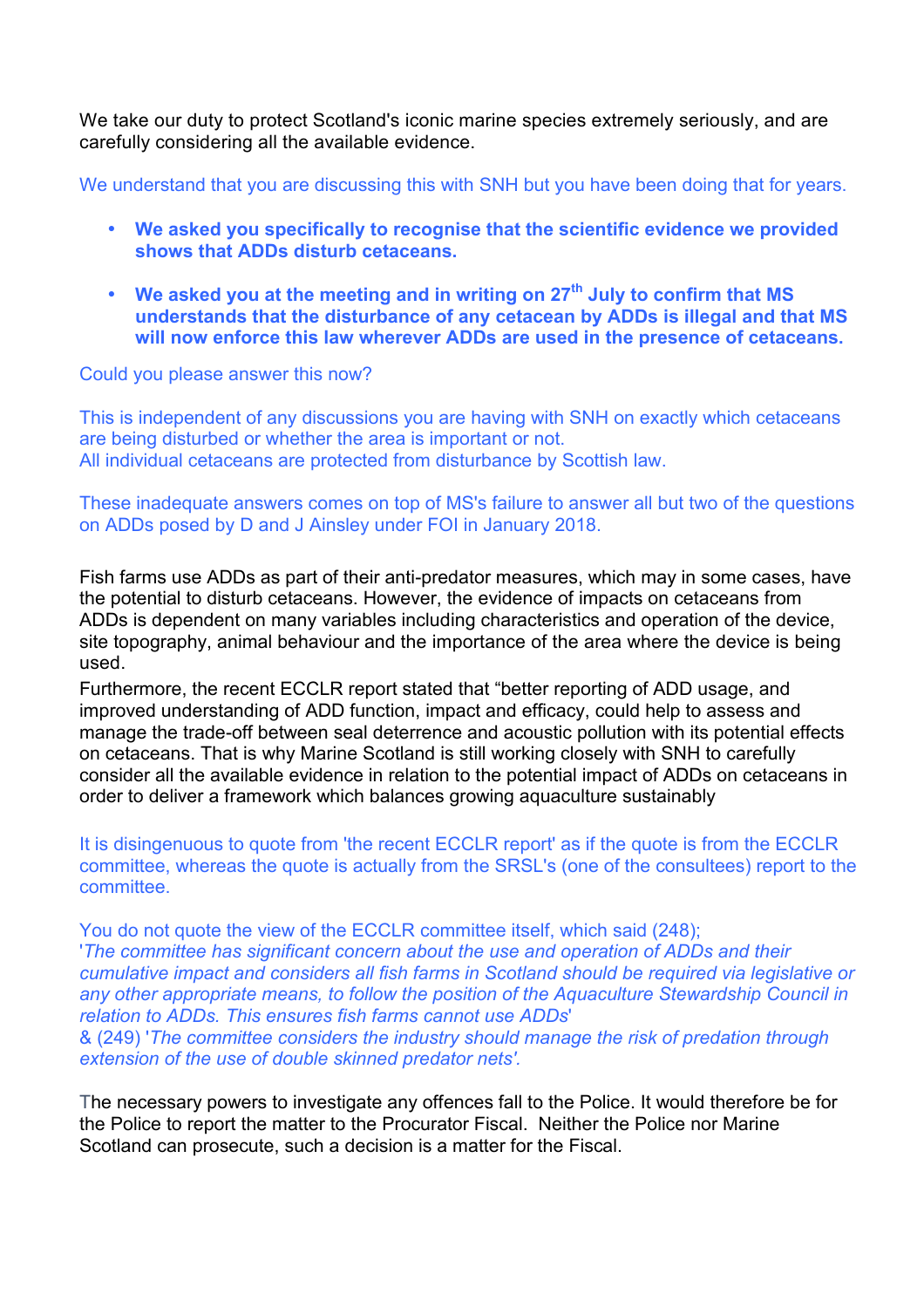We take our duty to protect Scotland's iconic marine species extremely seriously, and are carefully considering all the available evidence.

We understand that you are discussing this with SNH but you have been doing that for years.

- **We asked you specifically to recognise that the scientific evidence we provided shows that ADDs disturb cetaceans.**
- **We asked you at the meeting and in writing on 27th July to confirm that MS understands that the disturbance of any cetacean by ADDs is illegal and that MS will now enforce this law wherever ADDs are used in the presence of cetaceans.**

Could you please answer this now?

This is independent of any discussions you are having with SNH on exactly which cetaceans are being disturbed or whether the area is important or not.
All individual cetaceans are protected from disturbance by Scottish law.

These inadequate answers comes on top of MS's failure to answer all but two of the questions on ADDs posed by D and J Ainsley under FOI in January 2018.

Fish farms use ADDs as part of their anti-predator measures, which may in some cases, have the potential to disturb cetaceans. However, the evidence of impacts on cetaceans from ADDs is dependent on many variables including characteristics and operation of the device, site topography, animal behaviour and the importance of the area where the device is being used.
Furthermore, the recent ECCLR report stated that "better reporting of ADD usage, and improved understanding of ADD function, impact and efficacy, could help to assess and manage the trade-off between seal deterrence and acoustic pollution with its potential effects on cetaceans. That is why Marine Scotland is still working closely with SNH to carefully consider all the available evidence in relation to the potential impact of ADDs on cetaceans in order to deliver a framework which balances growing aquaculture sustainably

It is disingenuous to quote from 'the recent ECCLR report' as if the quote is from the ECCLR committee, whereas the quote is actually from the SRSL's (one of the consultees) report to the committee.

You do not quote the view of the ECCLR committee itself, which said (248);
'*The committee has significant concern about the use and operation of ADDs and their cumulative impact and considers all fish farms in Scotland should be required via legislative or any other appropriate means, to follow the position of the Aquaculture Stewardship Council in relation to ADDs. This ensures fish farms cannot use ADDs*'
& (249) '*The committee considers the industry should manage the risk of predation through extension of the use of double skinned predator nets*'.

The necessary powers to investigate any offences fall to the Police. It would therefore be for the Police to report the matter to the Procurator Fiscal. Neither the Police nor Marine Scotland can prosecute, such a decision is a matter for the Fiscal.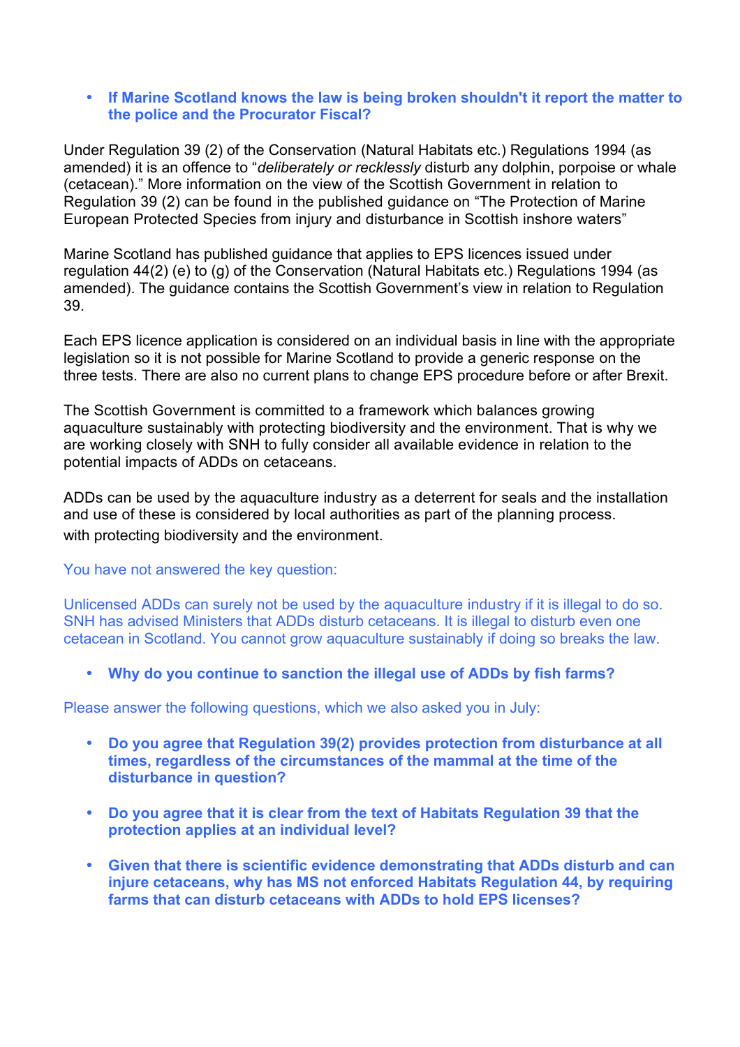- **If Marine Scotland knows the law is being broken shouldn't it report the matter to the police and the Procurator Fiscal?**

Under Regulation 39 (2) of the Conservation (Natural Habitats etc.) Regulations 1994 (as amended) it is an offence to "*deliberately or recklessly* disturb any dolphin, porpoise or whale (cetacean)." More information on the view of the Scottish Government in relation to Regulation 39 (2) can be found in the published guidance on "The Protection of Marine European Protected Species from injury and disturbance in Scottish inshore waters"

Marine Scotland has published guidance that applies to EPS licences issued under regulation 44(2) (e) to (g) of the Conservation (Natural Habitats etc.) Regulations 1994 (as amended). The guidance contains the Scottish Government's view in relation to Regulation 39.

Each EPS licence application is considered on an individual basis in line with the appropriate legislation so it is not possible for Marine Scotland to provide a generic response on the three tests. There are also no current plans to change EPS procedure before or after Brexit.

The Scottish Government is committed to a framework which balances growing aquaculture sustainably with protecting biodiversity and the environment. That is why we are working closely with SNH to fully consider all available evidence in relation to the potential impacts of ADDs on cetaceans.

ADDs can be used by the aquaculture industry as a deterrent for seals and the installation and use of these is considered by local authorities as part of the planning process. with protecting biodiversity and the environment.

You have not answered the key question:

Unlicensed ADDs can surely not be used by the aquaculture industry if it is illegal to do so. SNH has advised Ministers that ADDs disturb cetaceans. It is illegal to disturb even one cetacean in Scotland. You cannot grow aquaculture sustainably if doing so breaks the law.

- **Why do you continue to sanction the illegal use of ADDs by fish farms?**

Please answer the following questions, which we also asked you in July:

- **Do you agree that Regulation 39(2) provides protection from disturbance at all times, regardless of the circumstances of the mammal at the time of the disturbance in question?**

- **Do you agree that it is clear from the text of Habitats Regulation 39 that the protection applies at an individual level?**

- **Given that there is scientific evidence demonstrating that ADDs disturb and can injure cetaceans, why has MS not enforced Habitats Regulation 44, by requiring farms that can disturb cetaceans with ADDs to hold EPS licenses?**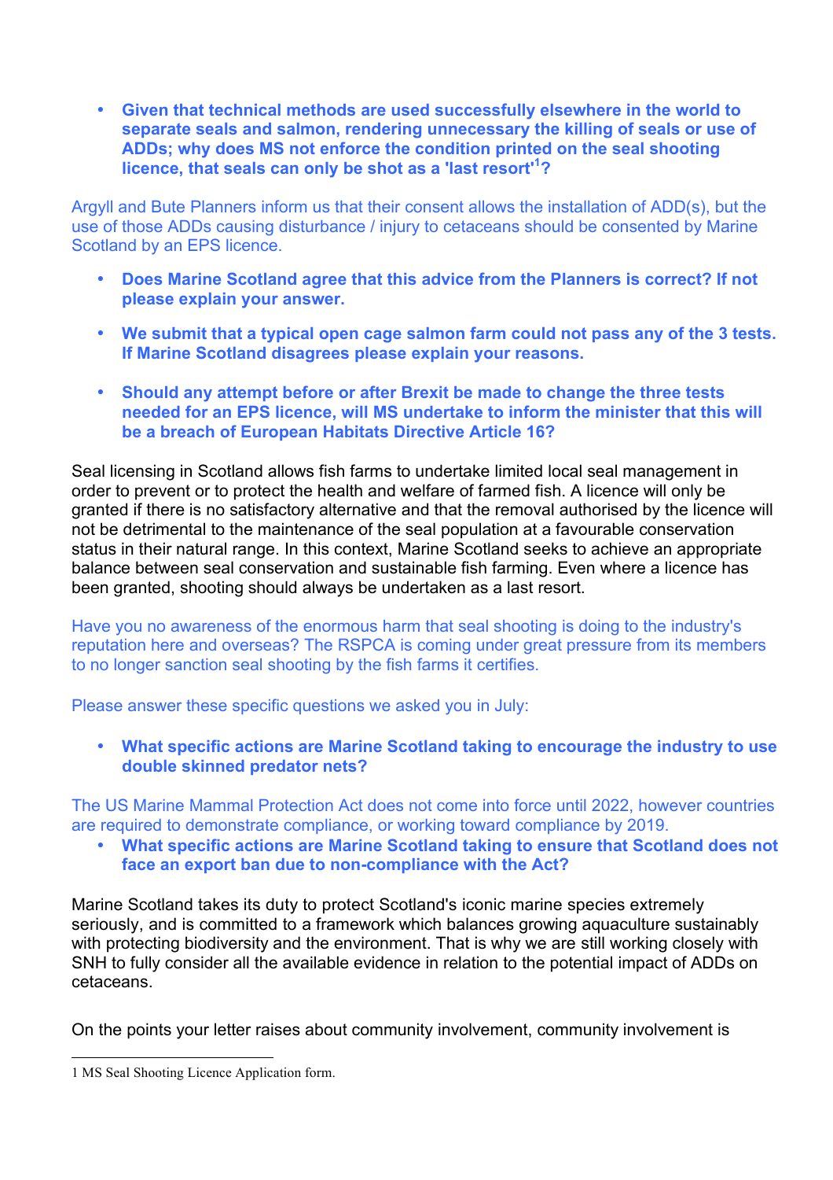- **Given that technical methods are used successfully elsewhere in the world to separate seals and salmon, rendering unnecessary the killing of seals or use of ADDs; why does MS not enforce the condition printed on the seal shooting licence, that seals can only be shot as a 'last resort'[1]?**

Argyll and Bute Planners inform us that their consent allows the installation of ADD(s), but the use of those ADDs causing disturbance / injury to cetaceans should be consented by Marine Scotland by an EPS licence.

- **Does Marine Scotland agree that this advice from the Planners is correct? If not please explain your answer.**

- **We submit that a typical open cage salmon farm could not pass any of the 3 tests. If Marine Scotland disagrees please explain your reasons.**

- **Should any attempt before or after Brexit be made to change the three tests needed for an EPS licence, will MS undertake to inform the minister that this will be a breach of European Habitats Directive Article 16?**

Seal licensing in Scotland allows fish farms to undertake limited local seal management in order to prevent or to protect the health and welfare of farmed fish. A licence will only be granted if there is no satisfactory alternative and that the removal authorised by the licence will not be detrimental to the maintenance of the seal population at a favourable conservation status in their natural range. In this context, Marine Scotland seeks to achieve an appropriate balance between seal conservation and sustainable fish farming. Even where a licence has been granted, shooting should always be undertaken as a last resort.

Have you no awareness of the enormous harm that seal shooting is doing to the industry's reputation here and overseas? The RSPCA is coming under great pressure from its members to no longer sanction seal shooting by the fish farms it certifies.

Please answer these specific questions we asked you in July:

- **What specific actions are Marine Scotland taking to encourage the industry to use double skinned predator nets?**

The US Marine Mammal Protection Act does not come into force until 2022, however countries are required to demonstrate compliance, or working toward compliance by 2019.

- **What specific actions are Marine Scotland taking to ensure that Scotland does not face an export ban due to non-compliance with the Act?**

Marine Scotland takes its duty to protect Scotland's iconic marine species extremely seriously, and is committed to a framework which balances growing aquaculture sustainably with protecting biodiversity and the environment. That is why we are still working closely with SNH to fully consider all the available evidence in relation to the potential impact of ADDs on cetaceans.

On the points your letter raises about community involvement, community involvement is

---

1 MS Seal Shooting Licence Application form.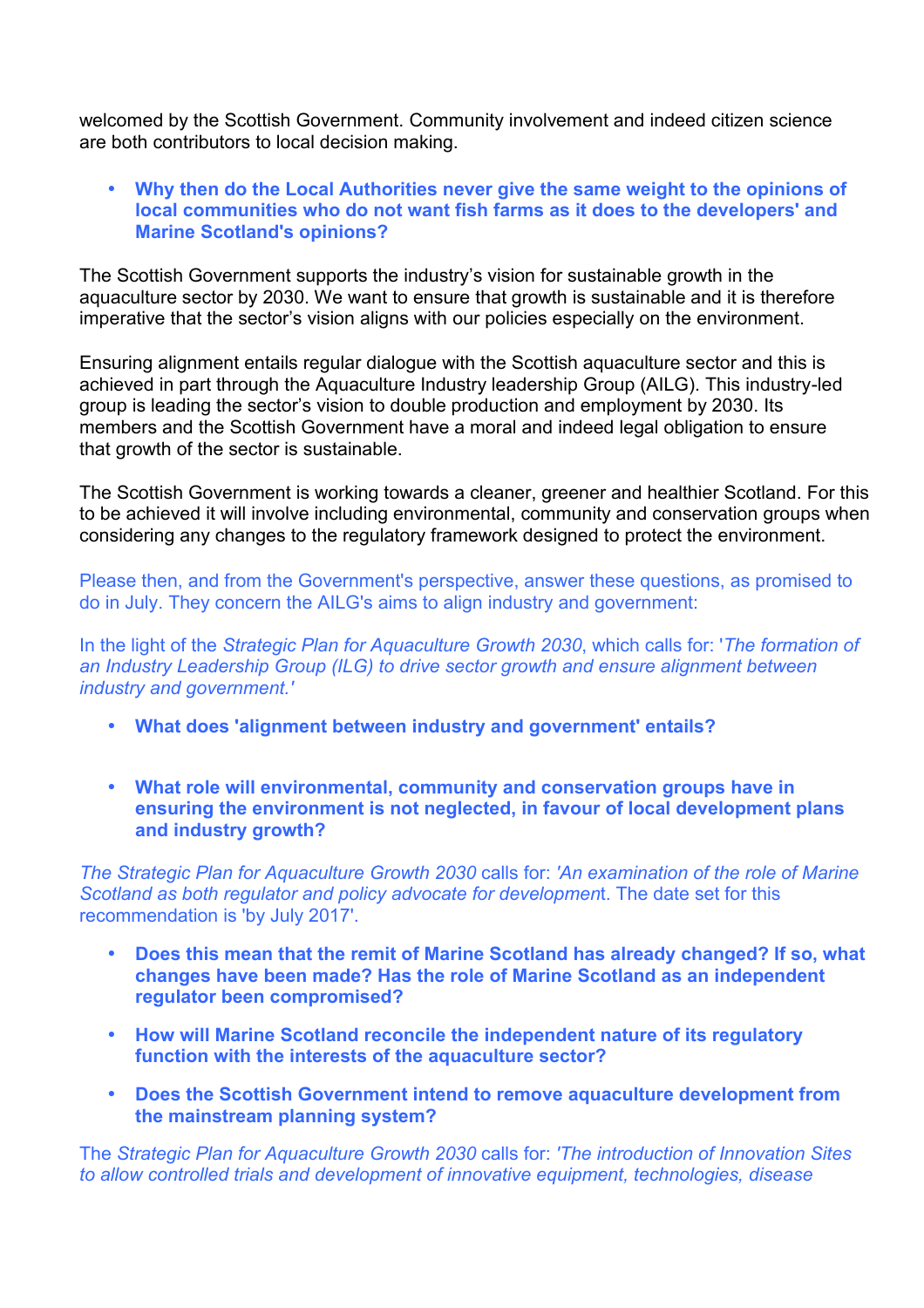welcomed by the Scottish Government. Community involvement and indeed citizen science are both contributors to local decision making.

- **Why then do the Local Authorities never give the same weight to the opinions of local communities who do not want fish farms as it does to the developers' and Marine Scotland's opinions?**

The Scottish Government supports the industry's vision for sustainable growth in the aquaculture sector by 2030. We want to ensure that growth is sustainable and it is therefore imperative that the sector's vision aligns with our policies especially on the environment.

Ensuring alignment entails regular dialogue with the Scottish aquaculture sector and this is achieved in part through the Aquaculture Industry leadership Group (AILG). This industry-led group is leading the sector's vision to double production and employment by 2030. Its members and the Scottish Government have a moral and indeed legal obligation to ensure that growth of the sector is sustainable.

The Scottish Government is working towards a cleaner, greener and healthier Scotland. For this to be achieved it will involve including environmental, community and conservation groups when considering any changes to the regulatory framework designed to protect the environment.

Please then, and from the Government's perspective, answer these questions, as promised to do in July. They concern the AILG's aims to align industry and government:

In the light of the *Strategic Plan for Aquaculture Growth 2030*, which calls for: '*The formation of an Industry Leadership Group (ILG) to drive sector growth and ensure alignment between industry and government.'*

- **What does 'alignment between industry and government' entails?**

- **What role will environmental, community and conservation groups have in ensuring the environment is not neglected, in favour of local development plans and industry growth?**

*The Strategic Plan for Aquaculture Growth 2030* calls for: *'An examination of the role of Marine Scotland as both regulator and policy advocate for developmen*t. The date set for this recommendation is 'by July 2017'.

- **Does this mean that the remit of Marine Scotland has already changed? If so, what changes have been made? Has the role of Marine Scotland as an independent regulator been compromised?**
- **How will Marine Scotland reconcile the independent nature of its regulatory function with the interests of the aquaculture sector?**
- **Does the Scottish Government intend to remove aquaculture development from the mainstream planning system?**

The *Strategic Plan for Aquaculture Growth 2030* calls for: *'The introduction of Innovation Sites to allow controlled trials and development of innovative equipment, technologies, disease*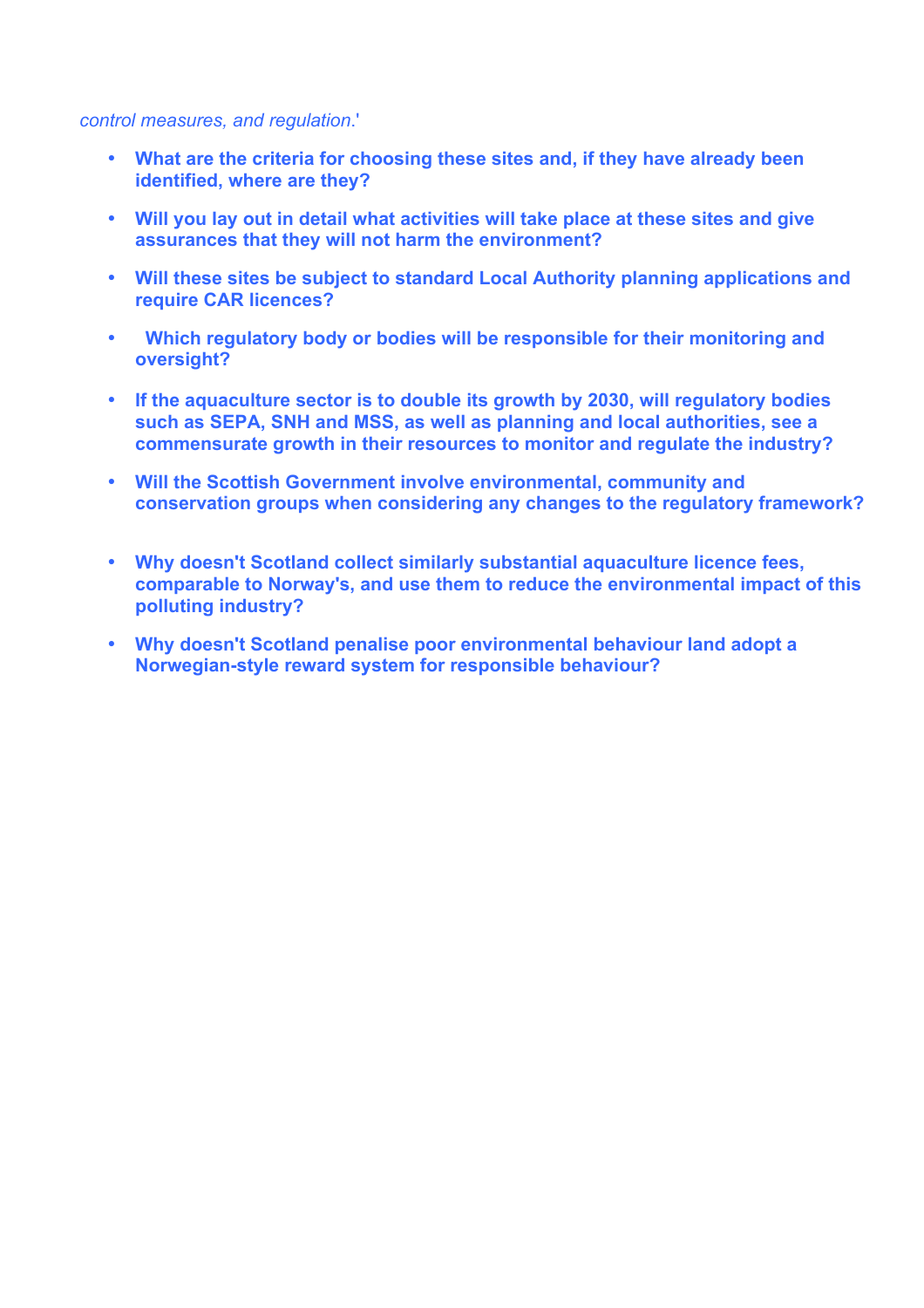*control measures, and regulation.*'

- **What are the criteria for choosing these sites and, if they have already been identified, where are they?**
- **Will you lay out in detail what activities will take place at these sites and give assurances that they will not harm the environment?**
- **Will these sites be subject to standard Local Authority planning applications and require CAR licences?**
- **Which regulatory body or bodies will be responsible for their monitoring and oversight?**
- **If the aquaculture sector is to double its growth by 2030, will regulatory bodies such as SEPA, SNH and MSS, as well as planning and local authorities, see a commensurate growth in their resources to monitor and regulate the industry?**
- **Will the Scottish Government involve environmental, community and conservation groups when considering any changes to the regulatory framework?**
- **Why doesn't Scotland collect similarly substantial aquaculture licence fees, comparable to Norway's, and use them to reduce the environmental impact of this polluting industry?**
- **Why doesn't Scotland penalise poor environmental behaviour land adopt a Norwegian-style reward system for responsible behaviour?**